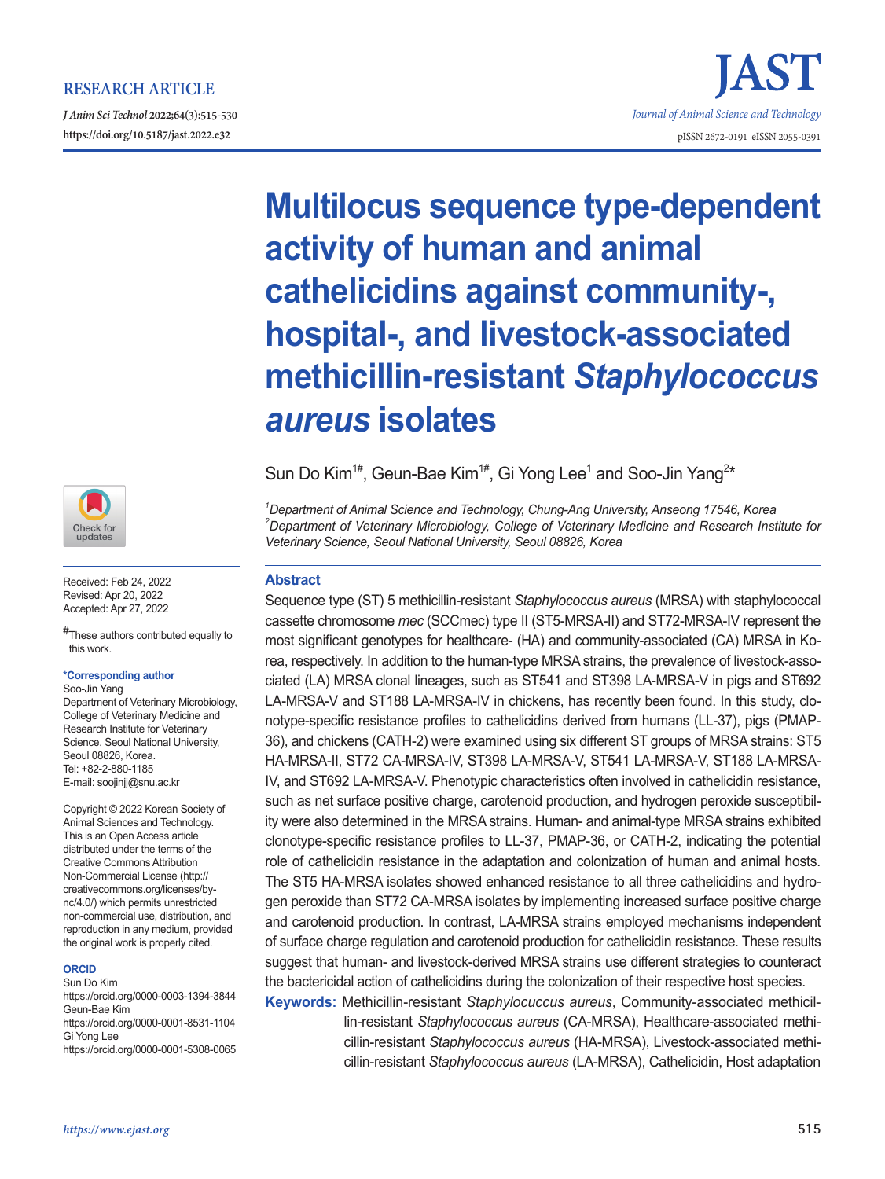RESEARCH ARTICLE

*J Anim Sci Technol* 2022;64(3):515-530
https://doi.org/10.5187/jast.2022.e32

JAST
*Journal of Animal Science and Technology*
pISSN 2672-0191 eISSN 2055-0391

# Multilocus sequence type-dependent activity of human and animal cathelicidins against community-, hospital-, and livestock-associated methicillin-resistant *Staphylococcus aureus* isolates

Sun Do Kim[1#], Geun-Bae Kim[1#], Gi Yong Lee[1] and Soo-Jin Yang[2*]

[1]*Department of Animal Science and Technology, Chung-Ang University, Anseong 17546, Korea*
[2]*Department of Veterinary Microbiology, College of Veterinary Medicine and Research Institute for Veterinary Science, Seoul National University, Seoul 08826, Korea*

Received: Feb 24, 2022
Revised: Apr 20, 2022
Accepted: Apr 27, 2022

#These authors contributed equally to this work.

**\*Corresponding author**
Soo-Jin Yang
Department of Veterinary Microbiology, College of Veterinary Medicine and Research Institute for Veterinary Science, Seoul National University, Seoul 08826, Korea.
Tel: +82-2-880-1185
E-mail: soojinjj@snu.ac.kr

Copyright © 2022 Korean Society of Animal Sciences and Technology. This is an Open Access article distributed under the terms of the Creative Commons Attribution Non-Commercial License (http://creativecommons.org/licenses/by-nc/4.0/) which permits unrestricted non-commercial use, distribution, and reproduction in any medium, provided the original work is properly cited.

**ORCID**
Sun Do Kim
https://orcid.org/0000-0003-1394-3844
Geun-Bae Kim
https://orcid.org/0000-0001-8531-1104
Gi Yong Lee
https://orcid.org/0000-0001-5308-0065

## Abstract

Sequence type (ST) 5 methicillin-resistant *Staphylococcus aureus* (MRSA) with staphylococcal cassette chromosome *mec* (SCCmec) type II (ST5-MRSA-II) and ST72-MRSA-IV represent the most significant genotypes for healthcare- (HA) and community-associated (CA) MRSA in Korea, respectively. In addition to the human-type MRSA strains, the prevalence of livestock-associated (LA) MRSA clonal lineages, such as ST541 and ST398 LA-MRSA-V in pigs and ST692 LA-MRSA-V and ST188 LA-MRSA-IV in chickens, has recently been found. In this study, clonotype-specific resistance profiles to cathelicidins derived from humans (LL-37), pigs (PMAP-36), and chickens (CATH-2) were examined using six different ST groups of MRSA strains: ST5 HA-MRSA-II, ST72 CA-MRSA-IV, ST398 LA-MRSA-V, ST541 LA-MRSA-V, ST188 LA-MRSA-IV, and ST692 LA-MRSA-V. Phenotypic characteristics often involved in cathelicidin resistance, such as net surface positive charge, carotenoid production, and hydrogen peroxide susceptibility were also determined in the MRSA strains. Human- and animal-type MRSA strains exhibited clonotype-specific resistance profiles to LL-37, PMAP-36, or CATH-2, indicating the potential role of cathelicidin resistance in the adaptation and colonization of human and animal hosts. The ST5 HA-MRSA isolates showed enhanced resistance to all three cathelicidins and hydrogen peroxide than ST72 CA-MRSA isolates by implementing increased surface positive charge and carotenoid production. In contrast, LA-MRSA strains employed mechanisms independent of surface charge regulation and carotenoid production for cathelicidin resistance. These results suggest that human- and livestock-derived MRSA strains use different strategies to counteract the bactericidal action of cathelicidins during the colonization of their respective host species.

**Keywords:** Methicillin-resistant *Staphylucuccus aureus*, Community-associated methicillin-resistant *Staphylococcus aureus* (CA-MRSA), Healthcare-associated methicillin-resistant *Staphylococcus aureus* (HA-MRSA), Livestock-associated methicillin-resistant *Staphylococcus aureus* (LA-MRSA), Cathelicidin, Host adaptation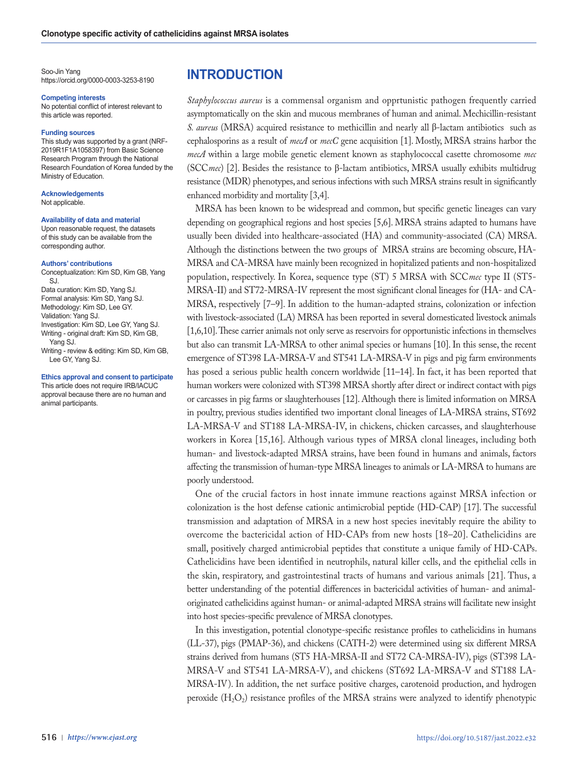Soo-Jin Yang
https://orcid.org/0000-0003-3253-8190

**Competing interests**
No potential conflict of interest relevant to this article was reported.

**Funding sources**
This study was supported by a grant (NRF-2019R1F1A1058397) from Basic Science Research Program through the National Research Foundation of Korea funded by the Ministry of Education.

**Acknowledgements**
Not applicable.

**Availability of data and material**
Upon reasonable request, the datasets of this study can be available from the corresponding author.

**Authors' contributions**
Conceptualization: Kim SD, Kim GB, Yang SJ.
Data curation: Kim SD, Yang SJ.
Formal analysis: Kim SD, Yang SJ.
Methodology: Kim SD, Lee GY.
Validation: Yang SJ.
Investigation: Kim SD, Lee GY, Yang SJ.
Writing - original draft: Kim SD, Kim GB, Yang SJ.
Writing - review & editing: Kim SD, Kim GB, Lee GY, Yang SJ.

**Ethics approval and consent to participate**
This article does not require IRB/IACUC approval because there are no human and animal participants.

# INTRODUCTION

*Staphylococcus aureus* is a commensal organism and opprtunistic pathogen frequently carried asymptomatically on the skin and mucous membranes of human and animal. Mechicillin-resistant *S. aureus* (MRSA) acquired resistance to methicillin and nearly all β-lactam antibiotics such as cephalosporins as a result of *mecA* or *mecC* gene acquisition [1]. Mostly, MRSA strains harbor the *mecA* within a large mobile genetic element known as staphylococcal casette chromosome *mec* (SCC*mec*) [2]. Besides the resistance to β-lactam antibiotics, MRSA usually exhibits multidrug resistance (MDR) phenotypes, and serious infections with such MRSA strains result in significantly enhanced morbidity and mortality [3,4].

MRSA has been known to be widespread and common, but specific genetic lineages can vary depending on geographical regions and host species [5,6]. MRSA strains adapted to humans have usually been divided into healthcare-associated (HA) and community-associated (CA) MRSA. Although the distinctions between the two groups of MRSA strains are becoming obscure, HA-MRSA and CA-MRSA have mainly been recognized in hopitalized patients and non-hospitalized population, respectively. In Korea, sequence type (ST) 5 MRSA with SCC*mec* type II (ST5-MRSA-II) and ST72-MRSA-IV represent the most significant clonal lineages for (HA- and CA-MRSA, respectively [7–9]. In addition to the human-adapted strains, colonization or infection with livestock-associated (LA) MRSA has been reported in several domesticated livestock animals [1,6,10]. These carrier animals not only serve as reservoirs for opportunistic infections in themselves but also can transmit LA-MRSA to other animal species or humans [10]. In this sense, the recent emergence of ST398 LA-MRSA-V and ST541 LA-MRSA-V in pigs and pig farm environments has posed a serious public health concern worldwide [11–14]. In fact, it has been reported that human workers were colonized with ST398 MRSA shortly after direct or indirect contact with pigs or carcasses in pig farms or slaughterhouses [12]. Although there is limited information on MRSA in poultry, previous studies identified two important clonal lineages of LA-MRSA strains, ST692 LA-MRSA-V and ST188 LA-MRSA-IV, in chickens, chicken carcasses, and slaughterhouse workers in Korea [15,16]. Although various types of MRSA clonal lineages, including both human- and livestock-adapted MRSA strains, have been found in humans and animals, factors affecting the transmission of human-type MRSA lineages to animals or LA-MRSA to humans are poorly understood.

One of the crucial factors in host innate immune reactions against MRSA infection or colonization is the host defense cationic antimicrobial peptide (HD-CAP) [17]. The successful transmission and adaptation of MRSA in a new host species inevitably require the ability to overcome the bactericidal action of HD-CAPs from new hosts [18–20]. Cathelicidins are small, positively charged antimicrobial peptides that constitute a unique family of HD-CAPs. Cathelicidins have been identified in neutrophils, natural killer cells, and the epithelial cells in the skin, respiratory, and gastrointestinal tracts of humans and various animals [21]. Thus, a better understanding of the potential differences in bactericidal activities of human- and animal-originated cathelicidins against human- or animal-adapted MRSA strains will facilitate new insight into host species-specific prevalence of MRSA clonotypes.

In this investigation, potential clonotype-specific resistance profiles to cathelicidins in humans (LL-37), pigs (PMAP-36), and chickens (CATH-2) were determined using six different MRSA strains derived from humans (ST5 HA-MRSA-II and ST72 CA-MRSA-IV), pigs (ST398 LA-MRSA-V and ST541 LA-MRSA-V), and chickens (ST692 LA-MRSA-V and ST188 LA-MRSA-IV). In addition, the net surface positive charges, carotenoid production, and hydrogen peroxide ($H_2O_2$) resistance profiles of the MRSA strains were analyzed to identify phenotypic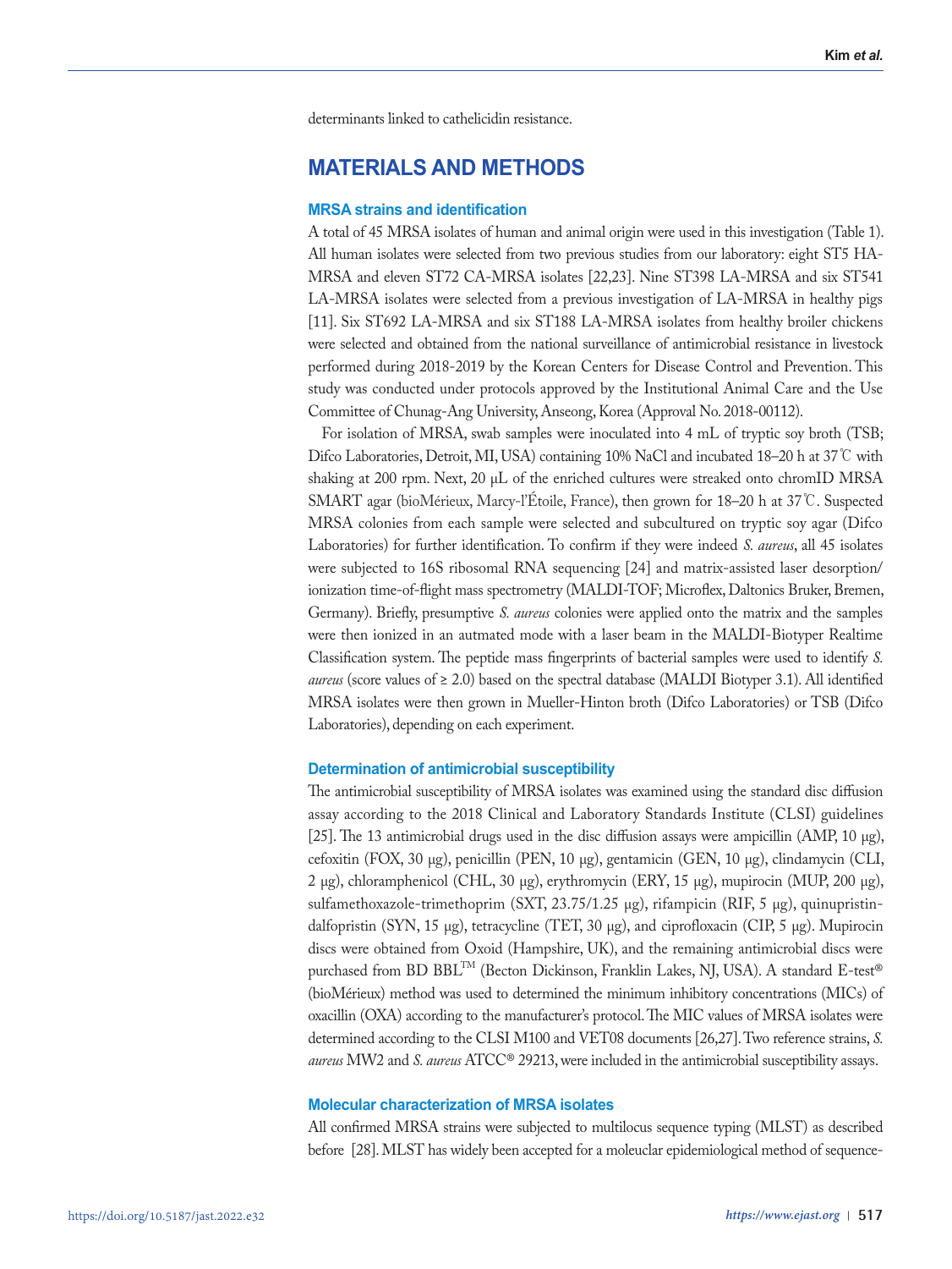determinants linked to cathelicidin resistance.

# MATERIALS AND METHODS

### MRSA strains and identification

A total of 45 MRSA isolates of human and animal origin were used in this investigation (Table 1). All human isolates were selected from two previous studies from our laboratory: eight ST5 HA-MRSA and eleven ST72 CA-MRSA isolates [22,23]. Nine ST398 LA-MRSA and six ST541 LA-MRSA isolates were selected from a previous investigation of LA-MRSA in healthy pigs [11]. Six ST692 LA-MRSA and six ST188 LA-MRSA isolates from healthy broiler chickens were selected and obtained from the national surveillance of antimicrobial resistance in livestock performed during 2018-2019 by the Korean Centers for Disease Control and Prevention. This study was conducted under protocols approved by the Institutional Animal Care and the Use Committee of Chunag-Ang University, Anseong, Korea (Approval No. 2018-00112).

For isolation of MRSA, swab samples were inoculated into 4 mL of tryptic soy broth (TSB; Difco Laboratories, Detroit, MI, USA) containing 10% NaCl and incubated 18–20 h at 37℃ with shaking at 200 rpm. Next, 20 μL of the enriched cultures were streaked onto chromID MRSA SMART agar (bioMérieux, Marcy-l'Étoile, France), then grown for 18–20 h at 37℃. Suspected MRSA colonies from each sample were selected and subcultured on tryptic soy agar (Difco Laboratories) for further identification. To confirm if they were indeed *S. aureus*, all 45 isolates were subjected to 16S ribosomal RNA sequencing [24] and matrix-assisted laser desorption/ionization time-of-flight mass spectrometry (MALDI-TOF; Microflex, Daltonics Bruker, Bremen, Germany). Briefly, presumptive *S. aureus* colonies were applied onto the matrix and the samples were then ionized in an autmated mode with a laser beam in the MALDI-Biotyper Realtime Classification system. The peptide mass fingerprints of bacterial samples were used to identify *S. aureus* (score values of ≥ 2.0) based on the spectral database (MALDI Biotyper 3.1). All identified MRSA isolates were then grown in Mueller-Hinton broth (Difco Laboratories) or TSB (Difco Laboratories), depending on each experiment.

### Determination of antimicrobial susceptibility

The antimicrobial susceptibility of MRSA isolates was examined using the standard disc diffusion assay according to the 2018 Clinical and Laboratory Standards Institute (CLSI) guidelines [25]. The 13 antimicrobial drugs used in the disc diffusion assays were ampicillin (AMP, 10 μg), cefoxitin (FOX, 30 μg), penicillin (PEN, 10 μg), gentamicin (GEN, 10 μg), clindamycin (CLI, 2 μg), chloramphenicol (CHL, 30 μg), erythromycin (ERY, 15 μg), mupirocin (MUP, 200 μg), sulfamethoxazole-trimethoprim (SXT, 23.75/1.25 μg), rifampicin (RIF, 5 μg), quinupristin-dalfopristin (SYN, 15 μg), tetracycline (TET, 30 μg), and ciprofloxacin (CIP, 5 μg). Mupirocin discs were obtained from Oxoid (Hampshire, UK), and the remaining antimicrobial discs were purchased from BD BBL™ (Becton Dickinson, Franklin Lakes, NJ, USA). A standard E-test® (bioMérieux) method was used to determined the minimum inhibitory concentrations (MICs) of oxacillin (OXA) according to the manufacturer's protocol. The MIC values of MRSA isolates were determined according to the CLSI M100 and VET08 documents [26,27]. Two reference strains, *S. aureus* MW2 and *S. aureus* ATCC® 29213, were included in the antimicrobial susceptibility assays.

### Molecular characterization of MRSA isolates

All confirmed MRSA strains were subjected to multilocus sequence typing (MLST) as described before [28]. MLST has widely been accepted for a moleuclar epidemiological method of sequence-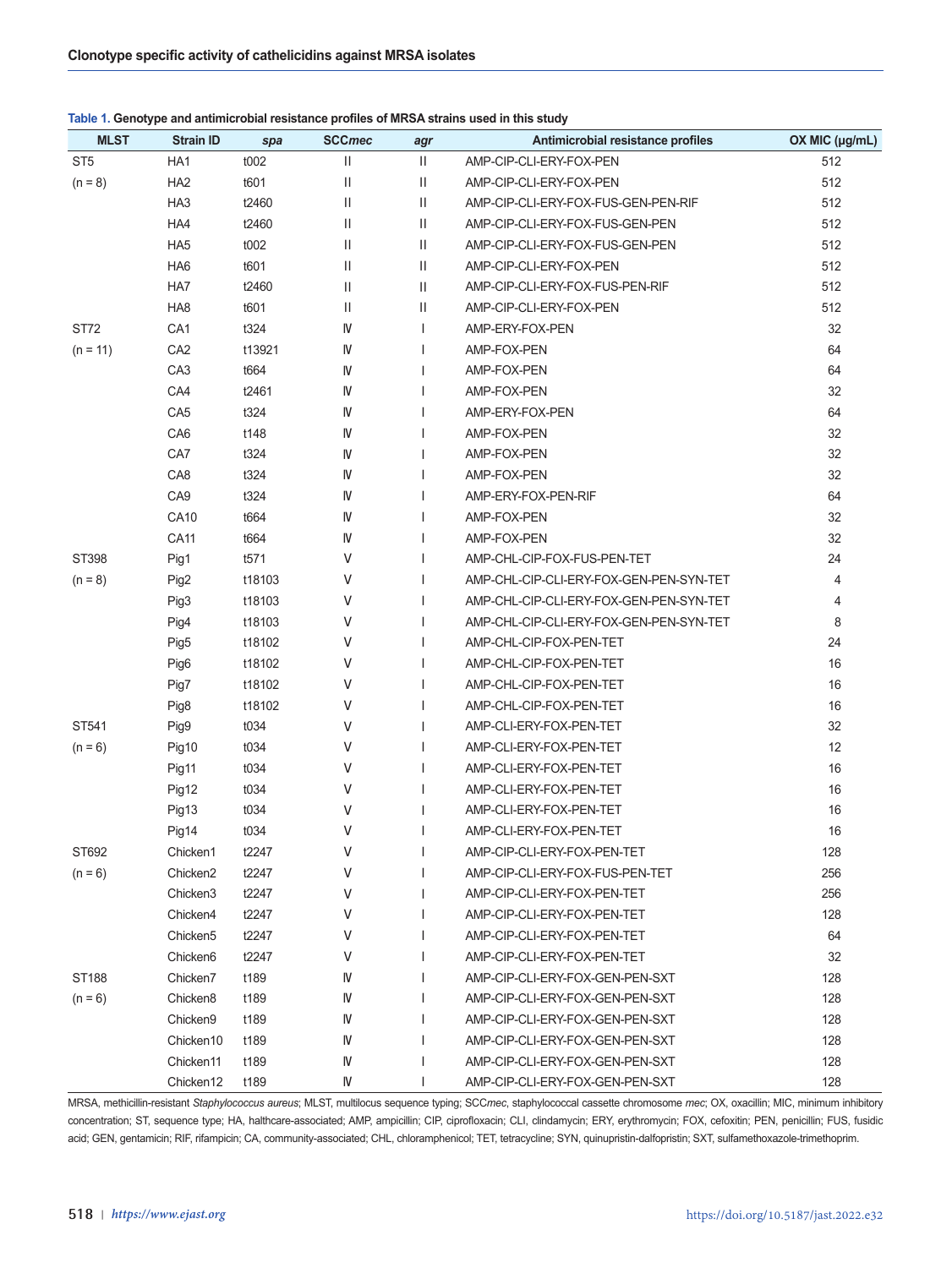**Table 1. Genotype and antimicrobial resistance profiles of MRSA strains used in this study**

| MLST | Strain ID | *spa* | SCC*mec* | *agr* | Antimicrobial resistance profiles | OX MIC (μg/mL) |
|---|---|---|---|---|---|---|
| ST5 | HA1 | t002 | II | II | AMP-CIP-CLI-ERY-FOX-PEN | 512 |
| (n = 8) | HA2 | t601 | II | II | AMP-CIP-CLI-ERY-FOX-PEN | 512 |
| | HA3 | t2460 | II | II | AMP-CIP-CLI-ERY-FOX-FUS-GEN-PEN-RIF | 512 |
| | HA4 | t2460 | II | II | AMP-CIP-CLI-ERY-FOX-FUS-GEN-PEN | 512 |
| | HA5 | t002 | II | II | AMP-CIP-CLI-ERY-FOX-FUS-GEN-PEN | 512 |
| | HA6 | t601 | II | II | AMP-CIP-CLI-ERY-FOX-PEN | 512 |
| | HA7 | t2460 | II | II | AMP-CIP-CLI-ERY-FOX-FUS-PEN-RIF | 512 |
| | HA8 | t601 | II | II | AMP-CIP-CLI-ERY-FOX-PEN | 512 |
| ST72 | CA1 | t324 | IV | I | AMP-ERY-FOX-PEN | 32 |
| (n = 11) | CA2 | t13921 | IV | I | AMP-FOX-PEN | 64 |
| | CA3 | t664 | IV | I | AMP-FOX-PEN | 64 |
| | CA4 | t2461 | IV | I | AMP-FOX-PEN | 32 |
| | CA5 | t324 | IV | I | AMP-ERY-FOX-PEN | 64 |
| | CA6 | t148 | IV | I | AMP-FOX-PEN | 32 |
| | CA7 | t324 | IV | I | AMP-FOX-PEN | 32 |
| | CA8 | t324 | IV | I | AMP-FOX-PEN | 32 |
| | CA9 | t324 | IV | I | AMP-ERY-FOX-PEN-RIF | 64 |
| | CA10 | t664 | IV | I | AMP-FOX-PEN | 32 |
| | CA11 | t664 | IV | I | AMP-FOX-PEN | 32 |
| ST398 | Pig1 | t571 | V | I | AMP-CHL-CIP-FOX-FUS-PEN-TET | 24 |
| (n = 8) | Pig2 | t18103 | V | I | AMP-CHL-CIP-CLI-ERY-FOX-GEN-PEN-SYN-TET | 4 |
| | Pig3 | t18103 | V | I | AMP-CHL-CIP-CLI-ERY-FOX-GEN-PEN-SYN-TET | 4 |
| | Pig4 | t18103 | V | I | AMP-CHL-CIP-CLI-ERY-FOX-GEN-PEN-SYN-TET | 8 |
| | Pig5 | t18102 | V | I | AMP-CHL-CIP-FOX-PEN-TET | 24 |
| | Pig6 | t18102 | V | I | AMP-CHL-CIP-FOX-PEN-TET | 16 |
| | Pig7 | t18102 | V | I | AMP-CHL-CIP-FOX-PEN-TET | 16 |
| | Pig8 | t18102 | V | I | AMP-CHL-CIP-FOX-PEN-TET | 16 |
| ST541 | Pig9 | t034 | V | I | AMP-CLI-ERY-FOX-PEN-TET | 32 |
| (n = 6) | Pig10 | t034 | V | I | AMP-CLI-ERY-FOX-PEN-TET | 12 |
| | Pig11 | t034 | V | I | AMP-CLI-ERY-FOX-PEN-TET | 16 |
| | Pig12 | t034 | V | I | AMP-CLI-ERY-FOX-PEN-TET | 16 |
| | Pig13 | t034 | V | I | AMP-CLI-ERY-FOX-PEN-TET | 16 |
| | Pig14 | t034 | V | I | AMP-CLI-ERY-FOX-PEN-TET | 16 |
| ST692 | Chicken1 | t2247 | V | I | AMP-CIP-CLI-ERY-FOX-PEN-TET | 128 |
| (n = 6) | Chicken2 | t2247 | V | I | AMP-CIP-CLI-ERY-FOX-FUS-PEN-TET | 256 |
| | Chicken3 | t2247 | V | I | AMP-CIP-CLI-ERY-FOX-PEN-TET | 256 |
| | Chicken4 | t2247 | V | I | AMP-CIP-CLI-ERY-FOX-PEN-TET | 128 |
| | Chicken5 | t2247 | V | I | AMP-CIP-CLI-ERY-FOX-PEN-TET | 64 |
| | Chicken6 | t2247 | V | I | AMP-CIP-CLI-ERY-FOX-PEN-TET | 32 |
| ST188 | Chicken7 | t189 | IV | I | AMP-CIP-CLI-ERY-FOX-GEN-PEN-SXT | 128 |
| (n = 6) | Chicken8 | t189 | IV | I | AMP-CIP-CLI-ERY-FOX-GEN-PEN-SXT | 128 |
| | Chicken9 | t189 | IV | I | AMP-CIP-CLI-ERY-FOX-GEN-PEN-SXT | 128 |
| | Chicken10 | t189 | IV | I | AMP-CIP-CLI-ERY-FOX-GEN-PEN-SXT | 128 |
| | Chicken11 | t189 | IV | I | AMP-CIP-CLI-ERY-FOX-GEN-PEN-SXT | 128 |
| | Chicken12 | t189 | IV | I | AMP-CIP-CLI-ERY-FOX-GEN-PEN-SXT | 128 |

MRSA, methicillin-resistant *Staphylococcus aureus*; MLST, multilocus sequence typing; SCC*mec*, staphylococcal cassette chromosome *mec*; OX, oxacillin; MIC, minimum inhibitory concentration; ST, sequence type; HA, halthcare-associated; AMP, ampicillin; CIP, ciprofloxacin; CLI, clindamycin; ERY, erythromycin; FOX, cefoxitin; PEN, penicillin; FUS, fusidic acid; GEN, gentamicin; RIF, rifampicin; CA, community-associated; CHL, chloramphenicol; TET, tetracycline; SYN, quinupristin-dalfopristin; SXT, sulfamethoxazole-trimethoprim.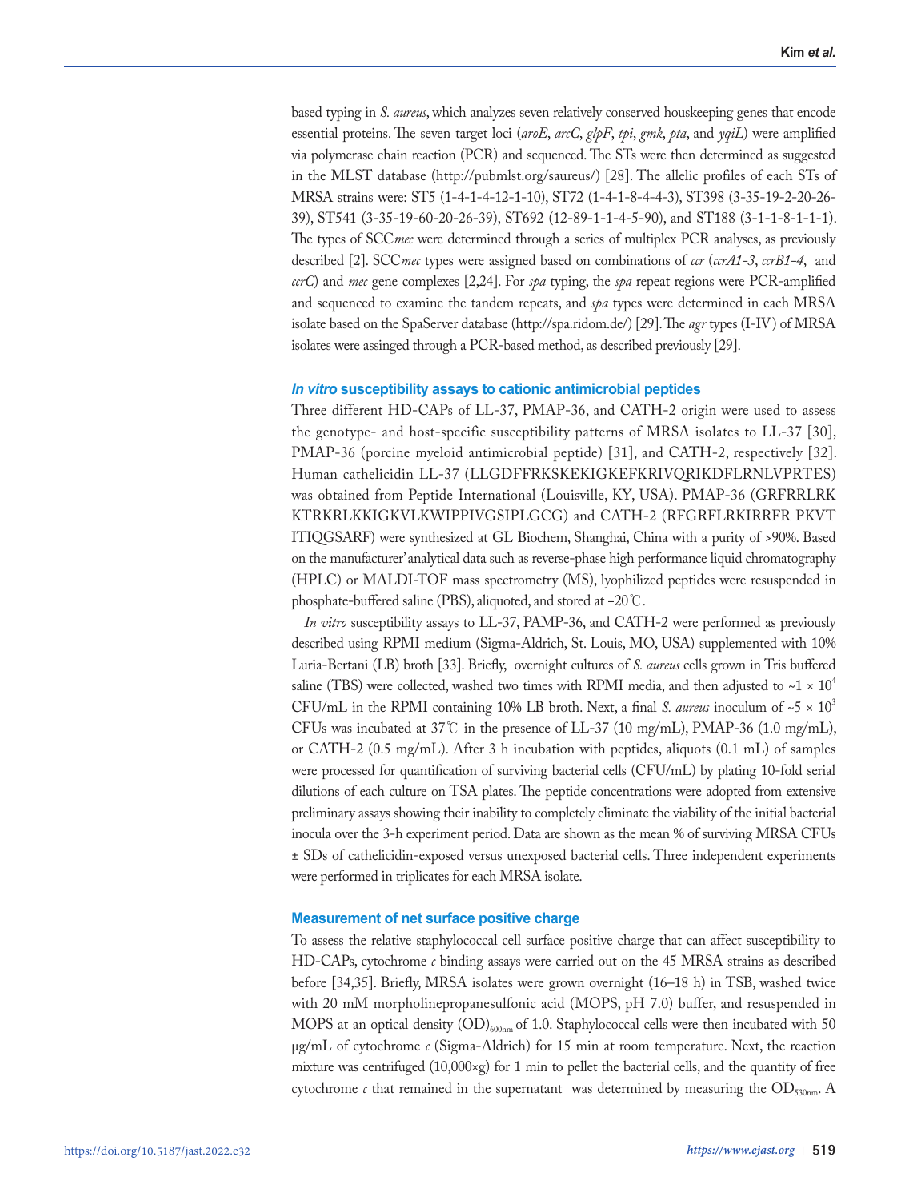based typing in *S. aureus*, which analyzes seven relatively conserved houskeeping genes that encode essential proteins. The seven target loci (*aroE*, *arcC*, *glpF*, *tpi*, *gmk*, *pta*, and *yqiL*) were amplified via polymerase chain reaction (PCR) and sequenced. The STs were then determined as suggested in the MLST database (http://pubmlst.org/saureus/) [28]. The allelic profiles of each STs of MRSA strains were: ST5 (1-4-1-4-12-1-10), ST72 (1-4-1-8-4-4-3), ST398 (3-35-19-2-20-26-39), ST541 (3-35-19-60-20-26-39), ST692 (12-89-1-1-4-5-90), and ST188 (3-1-1-8-1-1-1). The types of SCC*mec* were determined through a series of multiplex PCR analyses, as previously described [2]. SCC*mec* types were assigned based on combinations of *ccr* (*ccrA1-3*, *ccrB1-4*, and *ccrC*) and *mec* gene complexes [2,24]. For *spa* typing, the *spa* repeat regions were PCR-amplified and sequenced to examine the tandem repeats, and *spa* types were determined in each MRSA isolate based on the SpaServer database (http://spa.ridom.de/) [29]. The *agr* types (I-IV) of MRSA isolates were assinged through a PCR-based method, as described previously [29].

### *In vitro* susceptibility assays to cationic antimicrobial peptides

Three different HD-CAPs of LL-37, PMAP-36, and CATH-2 origin were used to assess the genotype- and host-specific susceptibility patterns of MRSA isolates to LL-37 [30], PMAP-36 (porcine myeloid antimicrobial peptide) [31], and CATH-2, respectively [32]. Human cathelicidin LL-37 (LLGDFFRKSKEKIGKEFKRIVQRIKDFLRNLVPRTES) was obtained from Peptide International (Louisville, KY, USA). PMAP-36 (GRFRRLRK KTRKRLKKIGKVLKWIPPIVGSIPLGCG) and CATH-2 (RFGRFLRKIRRFR PKVT ITIQGSARF) were synthesized at GL Biochem, Shanghai, China with a purity of >90%. Based on the manufacturer' analytical data such as reverse-phase high performance liquid chromatography (HPLC) or MALDI-TOF mass spectrometry (MS), lyophilized peptides were resuspended in phosphate-buffered saline (PBS), aliquoted, and stored at −20℃.

*In vitro* susceptibility assays to LL-37, PAMP-36, and CATH-2 were performed as previously described using RPMI medium (Sigma-Aldrich, St. Louis, MO, USA) supplemented with 10% Luria-Bertani (LB) broth [33]. Briefly, overnight cultures of *S. aureus* cells grown in Tris buffered saline (TBS) were collected, washed two times with RPMI media, and then adjusted to ~$1 \times 10^4$ CFU/mL in the RPMI containing 10% LB broth. Next, a final *S. aureus* inoculum of ~$5 \times 10^3$ CFUs was incubated at 37℃ in the presence of LL-37 (10 mg/mL), PMAP-36 (1.0 mg/mL), or CATH-2 (0.5 mg/mL). After 3 h incubation with peptides, aliquots (0.1 mL) of samples were processed for quantification of surviving bacterial cells (CFU/mL) by plating 10-fold serial dilutions of each culture on TSA plates. The peptide concentrations were adopted from extensive preliminary assays showing their inability to completely eliminate the viability of the initial bacterial inocula over the 3-h experiment period. Data are shown as the mean % of surviving MRSA CFUs ± SDs of cathelicidin-exposed versus unexposed bacterial cells. Three independent experiments were performed in triplicates for each MRSA isolate.

### Measurement of net surface positive charge

To assess the relative staphylococcal cell surface positive charge that can affect susceptibility to HD-CAPs, cytochrome *c* binding assays were carried out on the 45 MRSA strains as described before [34,35]. Briefly, MRSA isolates were grown overnight (16–18 h) in TSB, washed twice with 20 mM morpholinepropanesulfonic acid (MOPS, pH 7.0) buffer, and resuspended in MOPS at an optical density $(OD)_{600nm}$ of 1.0. Staphylococcal cells were then incubated with 50 μg/mL of cytochrome *c* (Sigma-Aldrich) for 15 min at room temperature. Next, the reaction mixture was centrifuged (10,000×g) for 1 min to pellet the bacterial cells, and the quantity of free cytochrome *c* that remained in the supernatant was determined by measuring the $OD_{530nm}$. A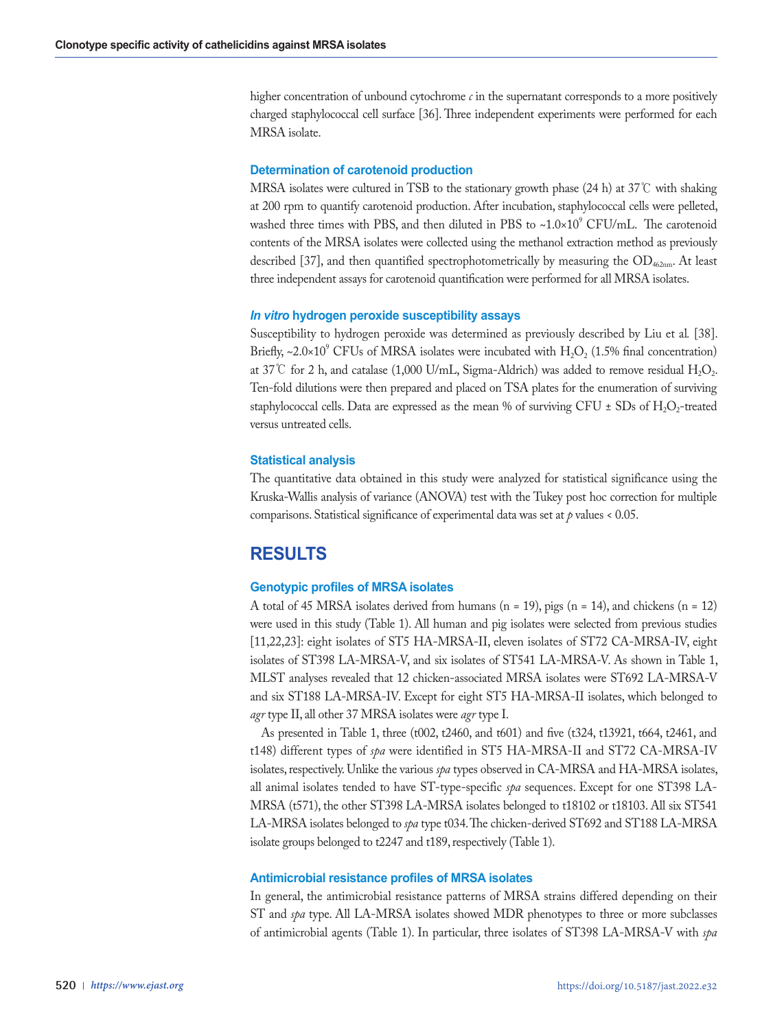higher concentration of unbound cytochrome *c* in the supernatant corresponds to a more positively charged staphylococcal cell surface [36]. Three independent experiments were performed for each MRSA isolate.

### Determination of carotenoid production

MRSA isolates were cultured in TSB to the stationary growth phase (24 h) at 37℃ with shaking at 200 rpm to quantify carotenoid production. After incubation, staphylococcal cells were pelleted, washed three times with PBS, and then diluted in PBS to ~$1.0 \times 10^9$ CFU/mL. The carotenoid contents of the MRSA isolates were collected using the methanol extraction method as previously described [37], and then quantified spectrophotometrically by measuring the $OD_{462nm}$. At least three independent assays for carotenoid quantification were performed for all MRSA isolates.

### *In vitro* hydrogen peroxide susceptibility assays

Susceptibility to hydrogen peroxide was determined as previously described by Liu et al. [38]. Briefly, ~$2.0 \times 10^9$ CFUs of MRSA isolates were incubated with $H_2O_2$ (1.5% final concentration) at 37℃ for 2 h, and catalase (1,000 U/mL, Sigma-Aldrich) was added to remove residual $H_2O_2$. Ten-fold dilutions were then prepared and placed on TSA plates for the enumeration of surviving staphylococcal cells. Data are expressed as the mean % of surviving CFU ± SDs of $H_2O_2$-treated versus untreated cells.

### Statistical analysis

The quantitative data obtained in this study were analyzed for statistical significance using the Kruska-Wallis analysis of variance (ANOVA) test with the Tukey post hoc correction for multiple comparisons. Statistical significance of experimental data was set at $p$ values < 0.05.

## RESULTS

### Genotypic profiles of MRSA isolates

A total of 45 MRSA isolates derived from humans (n = 19), pigs (n = 14), and chickens (n = 12) were used in this study (Table 1). All human and pig isolates were selected from previous studies [11,22,23]: eight isolates of ST5 HA-MRSA-II, eleven isolates of ST72 CA-MRSA-IV, eight isolates of ST398 LA-MRSA-V, and six isolates of ST541 LA-MRSA-V. As shown in Table 1, MLST analyses revealed that 12 chicken-associated MRSA isolates were ST692 LA-MRSA-V and six ST188 LA-MRSA-IV. Except for eight ST5 HA-MRSA-II isolates, which belonged to *agr* type II, all other 37 MRSA isolates were *agr* type I.

As presented in Table 1, three (t002, t2460, and t601) and five (t324, t13921, t664, t2461, and t148) different types of *spa* were identified in ST5 HA-MRSA-II and ST72 CA-MRSA-IV isolates, respectively. Unlike the various *spa* types observed in CA-MRSA and HA-MRSA isolates, all animal isolates tended to have ST-type-specific *spa* sequences. Except for one ST398 LA-MRSA (t571), the other ST398 LA-MRSA isolates belonged to t18102 or t18103. All six ST541 LA-MRSA isolates belonged to *spa* type t034. The chicken-derived ST692 and ST188 LA-MRSA isolate groups belonged to t2247 and t189, respectively (Table 1).

### Antimicrobial resistance profiles of MRSA isolates

In general, the antimicrobial resistance patterns of MRSA strains differed depending on their ST and *spa* type. All LA-MRSA isolates showed MDR phenotypes to three or more subclasses of antimicrobial agents (Table 1). In particular, three isolates of ST398 LA-MRSA-V with *spa*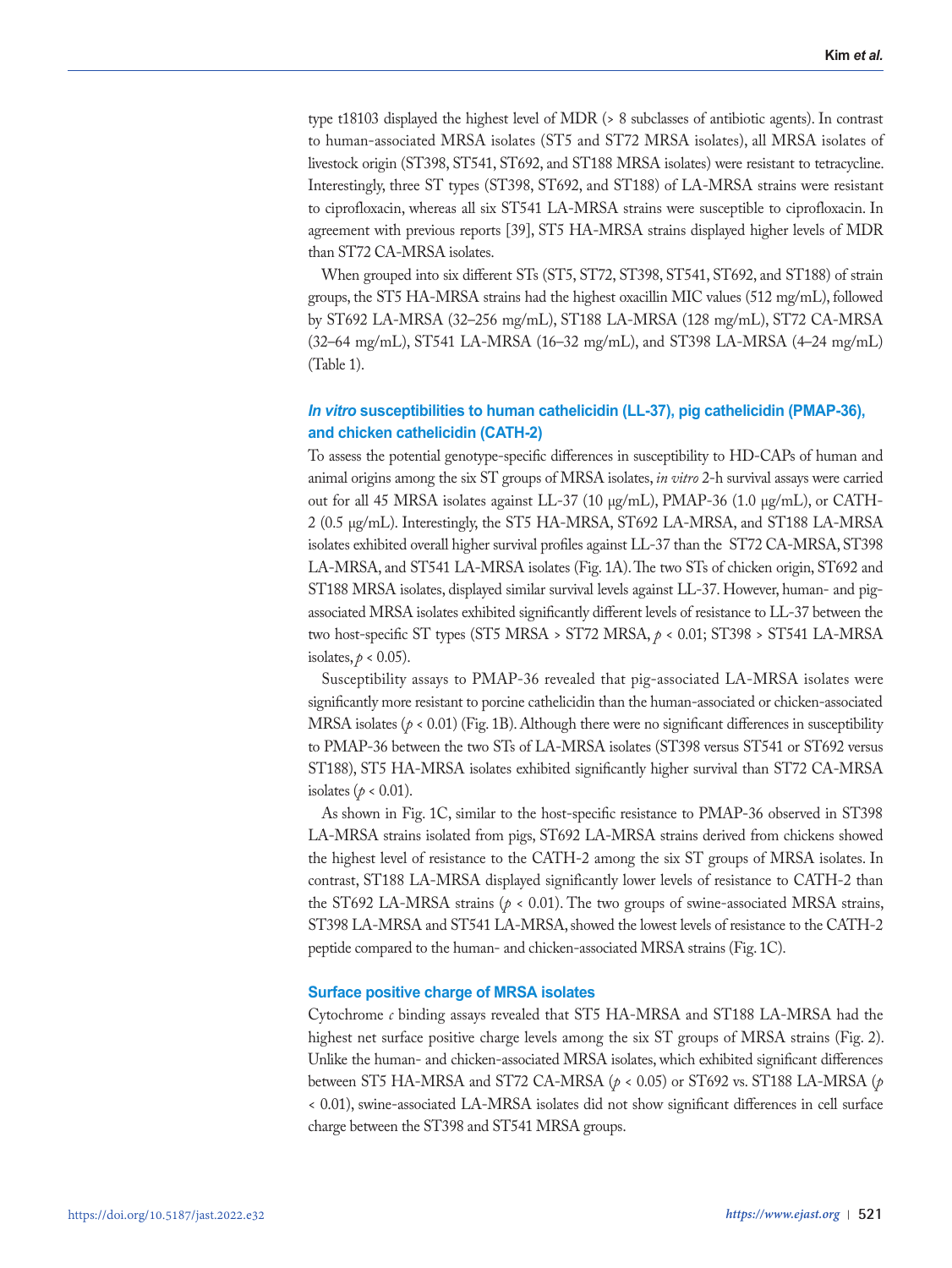type t18103 displayed the highest level of MDR (> 8 subclasses of antibiotic agents). In contrast to human-associated MRSA isolates (ST5 and ST72 MRSA isolates), all MRSA isolates of livestock origin (ST398, ST541, ST692, and ST188 MRSA isolates) were resistant to tetracycline. Interestingly, three ST types (ST398, ST692, and ST188) of LA-MRSA strains were resistant to ciprofloxacin, whereas all six ST541 LA-MRSA strains were susceptible to ciprofloxacin. In agreement with previous reports [39], ST5 HA-MRSA strains displayed higher levels of MDR than ST72 CA-MRSA isolates.

When grouped into six different STs (ST5, ST72, ST398, ST541, ST692, and ST188) of strain groups, the ST5 HA-MRSA strains had the highest oxacillin MIC values (512 mg/mL), followed by ST692 LA-MRSA (32–256 mg/mL), ST188 LA-MRSA (128 mg/mL), ST72 CA-MRSA (32–64 mg/mL), ST541 LA-MRSA (16–32 mg/mL), and ST398 LA-MRSA (4–24 mg/mL) (Table 1).

### *In vitro* susceptibilities to human cathelicidin (LL-37), pig cathelicidin (PMAP-36), and chicken cathelicidin (CATH-2)

To assess the potential genotype-specific differences in susceptibility to HD-CAPs of human and animal origins among the six ST groups of MRSA isolates, *in vitro* 2-h survival assays were carried out for all 45 MRSA isolates against LL-37 (10 μg/mL), PMAP-36 (1.0 μg/mL), or CATH-2 (0.5 μg/mL). Interestingly, the ST5 HA-MRSA, ST692 LA-MRSA, and ST188 LA-MRSA isolates exhibited overall higher survival profiles against LL-37 than the ST72 CA-MRSA, ST398 LA-MRSA, and ST541 LA-MRSA isolates (Fig. 1A). The two STs of chicken origin, ST692 and ST188 MRSA isolates, displayed similar survival levels against LL-37. However, human- and pig-associated MRSA isolates exhibited significantly different levels of resistance to LL-37 between the two host-specific ST types (ST5 MRSA > ST72 MRSA, $p < 0.01$; ST398 > ST541 LA-MRSA isolates, $p < 0.05$).

Susceptibility assays to PMAP-36 revealed that pig-associated LA-MRSA isolates were significantly more resistant to porcine cathelicidin than the human-associated or chicken-associated MRSA isolates ($p < 0.01$) (Fig. 1B). Although there were no significant differences in susceptibility to PMAP-36 between the two STs of LA-MRSA isolates (ST398 versus ST541 or ST692 versus ST188), ST5 HA-MRSA isolates exhibited significantly higher survival than ST72 CA-MRSA isolates ($p < 0.01$).

As shown in Fig. 1C, similar to the host-specific resistance to PMAP-36 observed in ST398 LA-MRSA strains isolated from pigs, ST692 LA-MRSA strains derived from chickens showed the highest level of resistance to the CATH-2 among the six ST groups of MRSA isolates. In contrast, ST188 LA-MRSA displayed significantly lower levels of resistance to CATH-2 than the ST692 LA-MRSA strains ($p < 0.01$). The two groups of swine-associated MRSA strains, ST398 LA-MRSA and ST541 LA-MRSA, showed the lowest levels of resistance to the CATH-2 peptide compared to the human- and chicken-associated MRSA strains (Fig. 1C).

### Surface positive charge of MRSA isolates

Cytochrome *c* binding assays revealed that ST5 HA-MRSA and ST188 LA-MRSA had the highest net surface positive charge levels among the six ST groups of MRSA strains (Fig. 2). Unlike the human- and chicken-associated MRSA isolates, which exhibited significant differences between ST5 HA-MRSA and ST72 CA-MRSA ($p < 0.05$) or ST692 vs. ST188 LA-MRSA ($p < 0.01$), swine-associated LA-MRSA isolates did not show significant differences in cell surface charge between the ST398 and ST541 MRSA groups.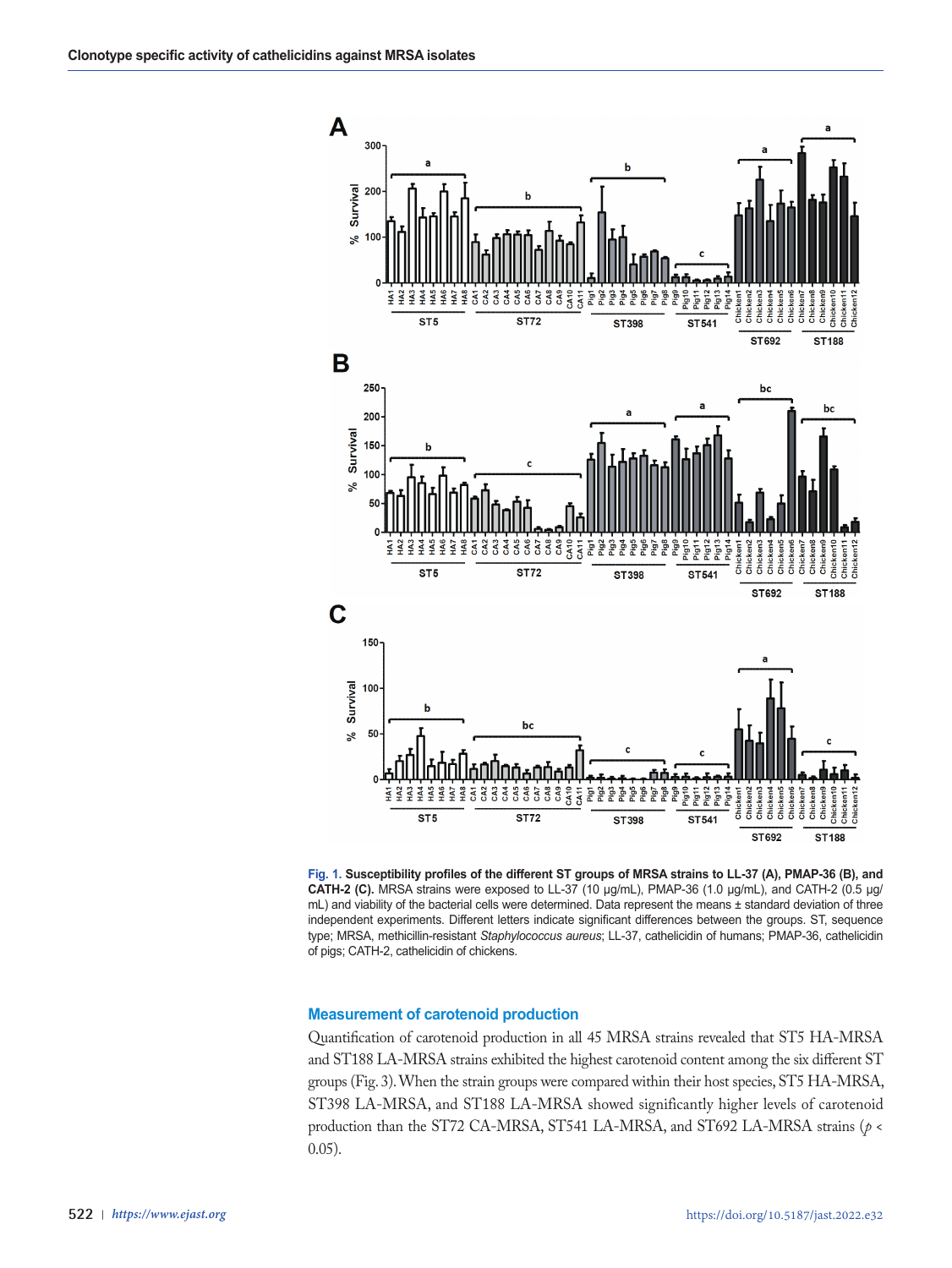**Fig. 1. Susceptibility profiles of the different ST groups of MRSA strains to LL-37 (A), PMAP-36 (B), and CATH-2 (C).** MRSA strains were exposed to LL-37 (10 µg/mL), PMAP-36 (1.0 µg/mL), and CATH-2 (0.5 µg/mL) and viability of the bacterial cells were determined. Data represent the means ± standard deviation of three independent experiments. Different letters indicate significant differences between the groups. ST, sequence type; MRSA, methicillin-resistant *Staphylococcus aureus*; LL-37, cathelicidin of humans; PMAP-36, cathelicidin of pigs; CATH-2, cathelicidin of chickens.

### Measurement of carotenoid production

Quantification of carotenoid production in all 45 MRSA strains revealed that ST5 HA-MRSA and ST188 LA-MRSA strains exhibited the highest carotenoid content among the six different ST groups (Fig. 3). When the strain groups were compared within their host species, ST5 HA-MRSA, ST398 LA-MRSA, and ST188 LA-MRSA showed significantly higher levels of carotenoid production than the ST72 CA-MRSA, ST541 LA-MRSA, and ST692 LA-MRSA strains ($p < 0.05$).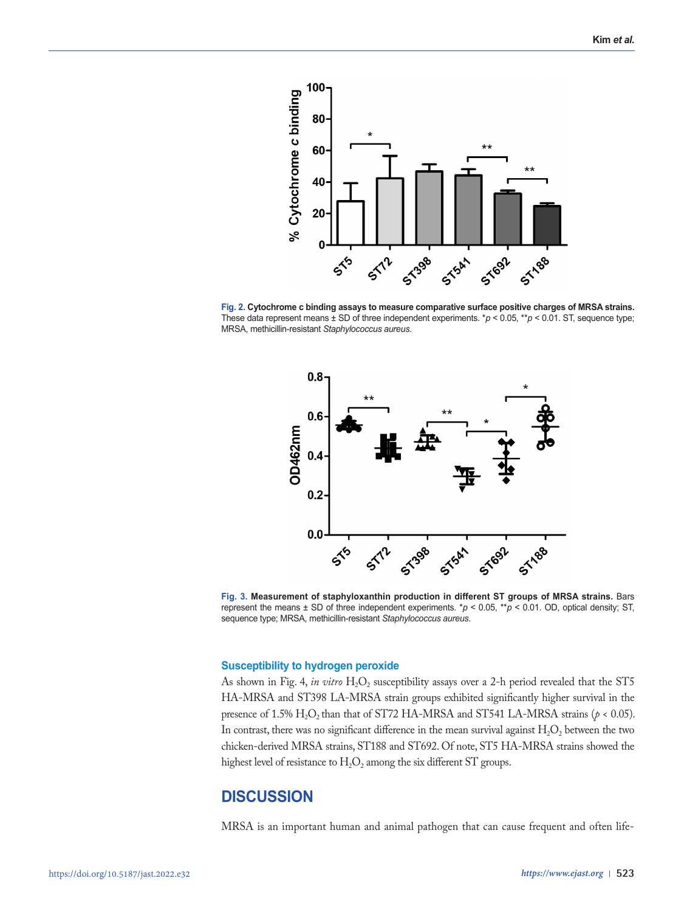**Fig. 2. Cytochrome c binding assays to measure comparative surface positive charges of MRSA strains.** These data represent means ± SD of three independent experiments. *$p < 0.05$, **$p < 0.01$. ST, sequence type; MRSA, methicillin-resistant *Staphylococcus aureus*.

**Fig. 3. Measurement of staphyloxanthin production in different ST groups of MRSA strains.** Bars represent the means ± SD of three independent experiments. *$p < 0.05$, **$p < 0.01$. OD, optical density; ST, sequence type; MRSA, methicillin-resistant *Staphylococcus aureus*.

### Susceptibility to hydrogen peroxide

As shown in Fig. 4, *in vitro* $H_2O_2$ susceptibility assays over a 2-h period revealed that the ST5 HA-MRSA and ST398 LA-MRSA strain groups exhibited significantly higher survival in the presence of 1.5% $H_2O_2$ than that of ST72 HA-MRSA and ST541 LA-MRSA strains ($p < 0.05$). In contrast, there was no significant difference in the mean survival against $H_2O_2$ between the two chicken-derived MRSA strains, ST188 and ST692. Of note, ST5 HA-MRSA strains showed the highest level of resistance to $H_2O_2$ among the six different ST groups.

## DISCUSSION

MRSA is an important human and animal pathogen that can cause frequent and often life-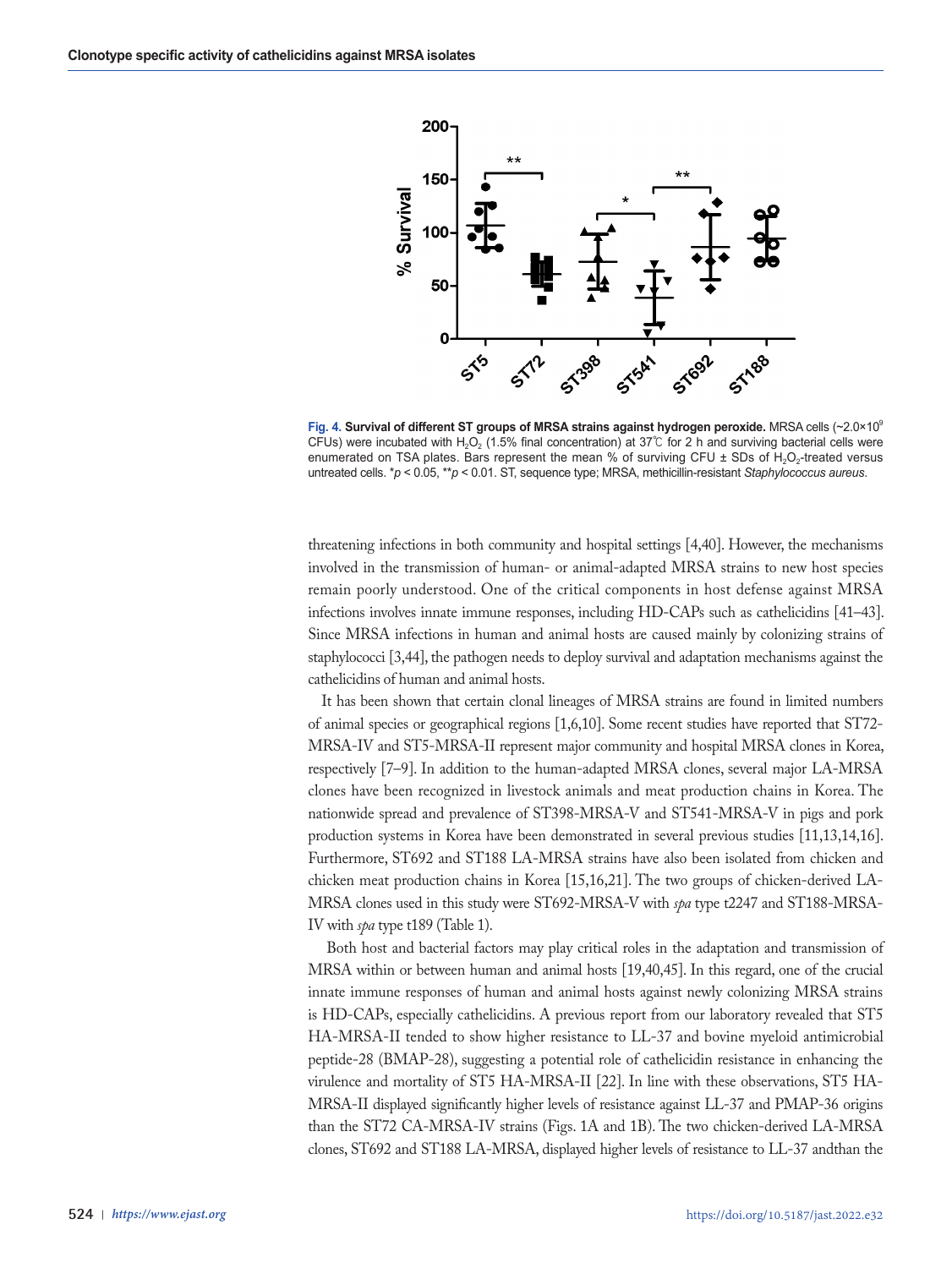Fig. 4. **Survival of different ST groups of MRSA strains against hydrogen peroxide.** MRSA cells (~$2.0 \times 10^9$ CFUs) were incubated with $H_2O_2$ (1.5% final concentration) at 37℃ for 2 h and surviving bacterial cells were enumerated on TSA plates. Bars represent the mean % of surviving CFU ± SDs of $H_2O_2$-treated versus untreated cells. \*$p < 0.05$, \*\*$p < 0.01$. ST, sequence type; MRSA, methicillin-resistant *Staphylococcus aureus*.

threatening infections in both community and hospital settings [4,40]. However, the mechanisms involved in the transmission of human- or animal-adapted MRSA strains to new host species remain poorly understood. One of the critical components in host defense against MRSA infections involves innate immune responses, including HD-CAPs such as cathelicidins [41–43]. Since MRSA infections in human and animal hosts are caused mainly by colonizing strains of staphylococci [3,44], the pathogen needs to deploy survival and adaptation mechanisms against the cathelicidins of human and animal hosts.

It has been shown that certain clonal lineages of MRSA strains are found in limited numbers of animal species or geographical regions [1,6,10]. Some recent studies have reported that ST72-MRSA-IV and ST5-MRSA-II represent major community and hospital MRSA clones in Korea, respectively [7–9]. In addition to the human-adapted MRSA clones, several major LA-MRSA clones have been recognized in livestock animals and meat production chains in Korea. The nationwide spread and prevalence of ST398-MRSA-V and ST541-MRSA-V in pigs and pork production systems in Korea have been demonstrated in several previous studies [11,13,14,16]. Furthermore, ST692 and ST188 LA-MRSA strains have also been isolated from chicken and chicken meat production chains in Korea [15,16,21]. The two groups of chicken-derived LA-MRSA clones used in this study were ST692-MRSA-V with *spa* type t2247 and ST188-MRSA-IV with *spa* type t189 (Table 1).

Both host and bacterial factors may play critical roles in the adaptation and transmission of MRSA within or between human and animal hosts [19,40,45]. In this regard, one of the crucial innate immune responses of human and animal hosts against newly colonizing MRSA strains is HD-CAPs, especially cathelicidins. A previous report from our laboratory revealed that ST5 HA-MRSA-II tended to show higher resistance to LL-37 and bovine myeloid antimicrobial peptide-28 (BMAP-28), suggesting a potential role of cathelicidin resistance in enhancing the virulence and mortality of ST5 HA-MRSA-II [22]. In line with these observations, ST5 HA-MRSA-II displayed significantly higher levels of resistance against LL-37 and PMAP-36 origins than the ST72 CA-MRSA-IV strains (Figs. 1A and 1B). The two chicken-derived LA-MRSA clones, ST692 and ST188 LA-MRSA, displayed higher levels of resistance to LL-37 andthan the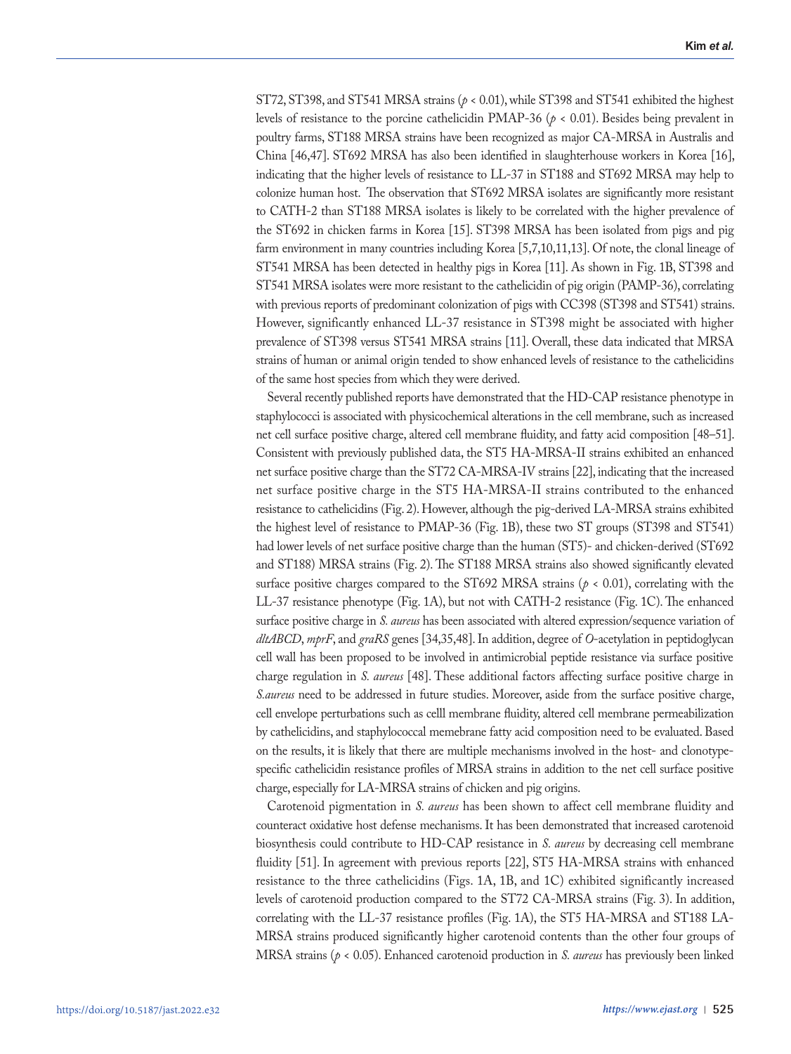ST72, ST398, and ST541 MRSA strains ($p < 0.01$), while ST398 and ST541 exhibited the highest levels of resistance to the porcine cathelicidin PMAP-36 ($p < 0.01$). Besides being prevalent in poultry farms, ST188 MRSA strains have been recognized as major CA-MRSA in Australis and China [46,47]. ST692 MRSA has also been identified in slaughterhouse workers in Korea [16], indicating that the higher levels of resistance to LL-37 in ST188 and ST692 MRSA may help to colonize human host. The observation that ST692 MRSA isolates are significantly more resistant to CATH-2 than ST188 MRSA isolates is likely to be correlated with the higher prevalence of the ST692 in chicken farms in Korea [15]. ST398 MRSA has been isolated from pigs and pig farm environment in many countries including Korea [5,7,10,11,13]. Of note, the clonal lineage of ST541 MRSA has been detected in healthy pigs in Korea [11]. As shown in Fig. 1B, ST398 and ST541 MRSA isolates were more resistant to the cathelicidin of pig origin (PAMP-36), correlating with previous reports of predominant colonization of pigs with CC398 (ST398 and ST541) strains. However, significantly enhanced LL-37 resistance in ST398 might be associated with higher prevalence of ST398 versus ST541 MRSA strains [11]. Overall, these data indicated that MRSA strains of human or animal origin tended to show enhanced levels of resistance to the cathelicidins of the same host species from which they were derived.

Several recently published reports have demonstrated that the HD-CAP resistance phenotype in staphylococci is associated with physicochemical alterations in the cell membrane, such as increased net cell surface positive charge, altered cell membrane fluidity, and fatty acid composition [48–51]. Consistent with previously published data, the ST5 HA-MRSA-II strains exhibited an enhanced net surface positive charge than the ST72 CA-MRSA-IV strains [22], indicating that the increased net surface positive charge in the ST5 HA-MRSA-II strains contributed to the enhanced resistance to cathelicidins (Fig. 2). However, although the pig-derived LA-MRSA strains exhibited the highest level of resistance to PMAP-36 (Fig. 1B), these two ST groups (ST398 and ST541) had lower levels of net surface positive charge than the human (ST5)- and chicken-derived (ST692 and ST188) MRSA strains (Fig. 2). The ST188 MRSA strains also showed significantly elevated surface positive charges compared to the ST692 MRSA strains ($p < 0.01$), correlating with the LL-37 resistance phenotype (Fig. 1A), but not with CATH-2 resistance (Fig. 1C). The enhanced surface positive charge in *S. aureus* has been associated with altered expression/sequence variation of *dltABCD*, *mprF*, and *graRS* genes [34,35,48]. In addition, degree of *O*-acetylation in peptidoglycan cell wall has been proposed to be involved in antimicrobial peptide resistance via surface positive charge regulation in *S. aureus* [48]. These additional factors affecting surface positive charge in *S.aureus* need to be addressed in future studies. Moreover, aside from the surface positive charge, cell envelope perturbations such as celll membrane fluidity, altered cell membrane permeabilization by cathelicidins, and staphylococcal memebrane fatty acid composition need to be evaluated. Based on the results, it is likely that there are multiple mechanisms involved in the host- and clonotype-specific cathelicidin resistance profiles of MRSA strains in addition to the net cell surface positive charge, especially for LA-MRSA strains of chicken and pig origins.

Carotenoid pigmentation in *S. aureus* has been shown to affect cell membrane fluidity and counteract oxidative host defense mechanisms. It has been demonstrated that increased carotenoid biosynthesis could contribute to HD-CAP resistance in *S. aureus* by decreasing cell membrane fluidity [51]. In agreement with previous reports [22], ST5 HA-MRSA strains with enhanced resistance to the three cathelicidins (Figs. 1A, 1B, and 1C) exhibited significantly increased levels of carotenoid production compared to the ST72 CA-MRSA strains (Fig. 3). In addition, correlating with the LL-37 resistance profiles (Fig. 1A), the ST5 HA-MRSA and ST188 LA-MRSA strains produced significantly higher carotenoid contents than the other four groups of MRSA strains ($p < 0.05$). Enhanced carotenoid production in *S. aureus* has previously been linked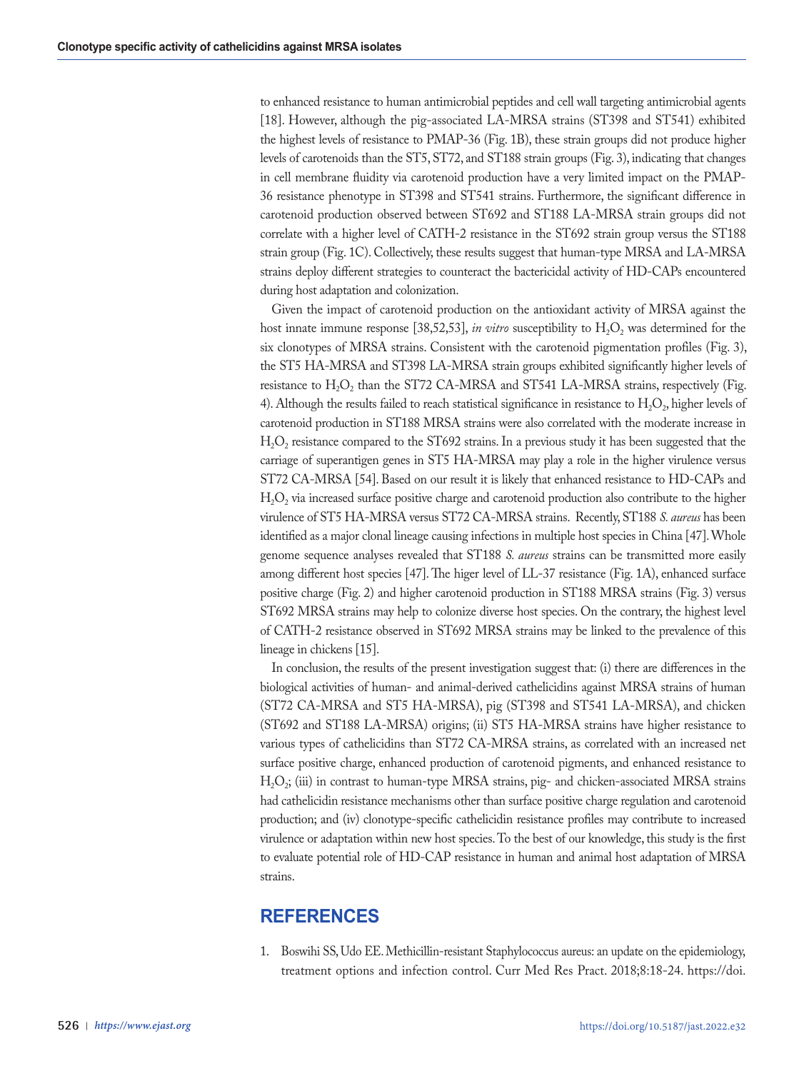to enhanced resistance to human antimicrobial peptides and cell wall targeting antimicrobial agents [18]. However, although the pig-associated LA-MRSA strains (ST398 and ST541) exhibited the highest levels of resistance to PMAP-36 (Fig. 1B), these strain groups did not produce higher levels of carotenoids than the ST5, ST72, and ST188 strain groups (Fig. 3), indicating that changes in cell membrane fluidity via carotenoid production have a very limited impact on the PMAP-36 resistance phenotype in ST398 and ST541 strains. Furthermore, the significant difference in carotenoid production observed between ST692 and ST188 LA-MRSA strain groups did not correlate with a higher level of CATH-2 resistance in the ST692 strain group versus the ST188 strain group (Fig. 1C). Collectively, these results suggest that human-type MRSA and LA-MRSA strains deploy different strategies to counteract the bactericidal activity of HD-CAPs encountered during host adaptation and colonization.

Given the impact of carotenoid production on the antioxidant activity of MRSA against the host innate immune response [38,52,53], *in vitro* susceptibility to $H_2O_2$ was determined for the six clonotypes of MRSA strains. Consistent with the carotenoid pigmentation profiles (Fig. 3), the ST5 HA-MRSA and ST398 LA-MRSA strain groups exhibited significantly higher levels of resistance to $H_2O_2$ than the ST72 CA-MRSA and ST541 LA-MRSA strains, respectively (Fig. 4). Although the results failed to reach statistical significance in resistance to $H_2O_2$, higher levels of carotenoid production in ST188 MRSA strains were also correlated with the moderate increase in $H_2O_2$ resistance compared to the ST692 strains. In a previous study it has been suggested that the carriage of superantigen genes in ST5 HA-MRSA may play a role in the higher virulence versus ST72 CA-MRSA [54]. Based on our result it is likely that enhanced resistance to HD-CAPs and $H_2O_2$ via increased surface positive charge and carotenoid production also contribute to the higher virulence of ST5 HA-MRSA versus ST72 CA-MRSA strains. Recently, ST188 *S. aureus* has been identified as a major clonal lineage causing infections in multiple host species in China [47]. Whole genome sequence analyses revealed that ST188 *S. aureus* strains can be transmitted more easily among different host species [47]. The higer level of LL-37 resistance (Fig. 1A), enhanced surface positive charge (Fig. 2) and higher carotenoid production in ST188 MRSA strains (Fig. 3) versus ST692 MRSA strains may help to colonize diverse host species. On the contrary, the highest level of CATH-2 resistance observed in ST692 MRSA strains may be linked to the prevalence of this lineage in chickens [15].

In conclusion, the results of the present investigation suggest that: (i) there are differences in the biological activities of human- and animal-derived cathelicidins against MRSA strains of human (ST72 CA-MRSA and ST5 HA-MRSA), pig (ST398 and ST541 LA-MRSA), and chicken (ST692 and ST188 LA-MRSA) origins; (ii) ST5 HA-MRSA strains have higher resistance to various types of cathelicidins than ST72 CA-MRSA strains, as correlated with an increased net surface positive charge, enhanced production of carotenoid pigments, and enhanced resistance to $H_2O_2$; (iii) in contrast to human-type MRSA strains, pig- and chicken-associated MRSA strains had cathelicidin resistance mechanisms other than surface positive charge regulation and carotenoid production; and (iv) clonotype-specific cathelicidin resistance profiles may contribute to increased virulence or adaptation within new host species. To the best of our knowledge, this study is the first to evaluate potential role of HD-CAP resistance in human and animal host adaptation of MRSA strains.

## REFERENCES

1. Boswihi SS, Udo EE. Methicillin-resistant Staphylococcus aureus: an update on the epidemiology, treatment options and infection control. Curr Med Res Pract. 2018;8:18-24. https://doi.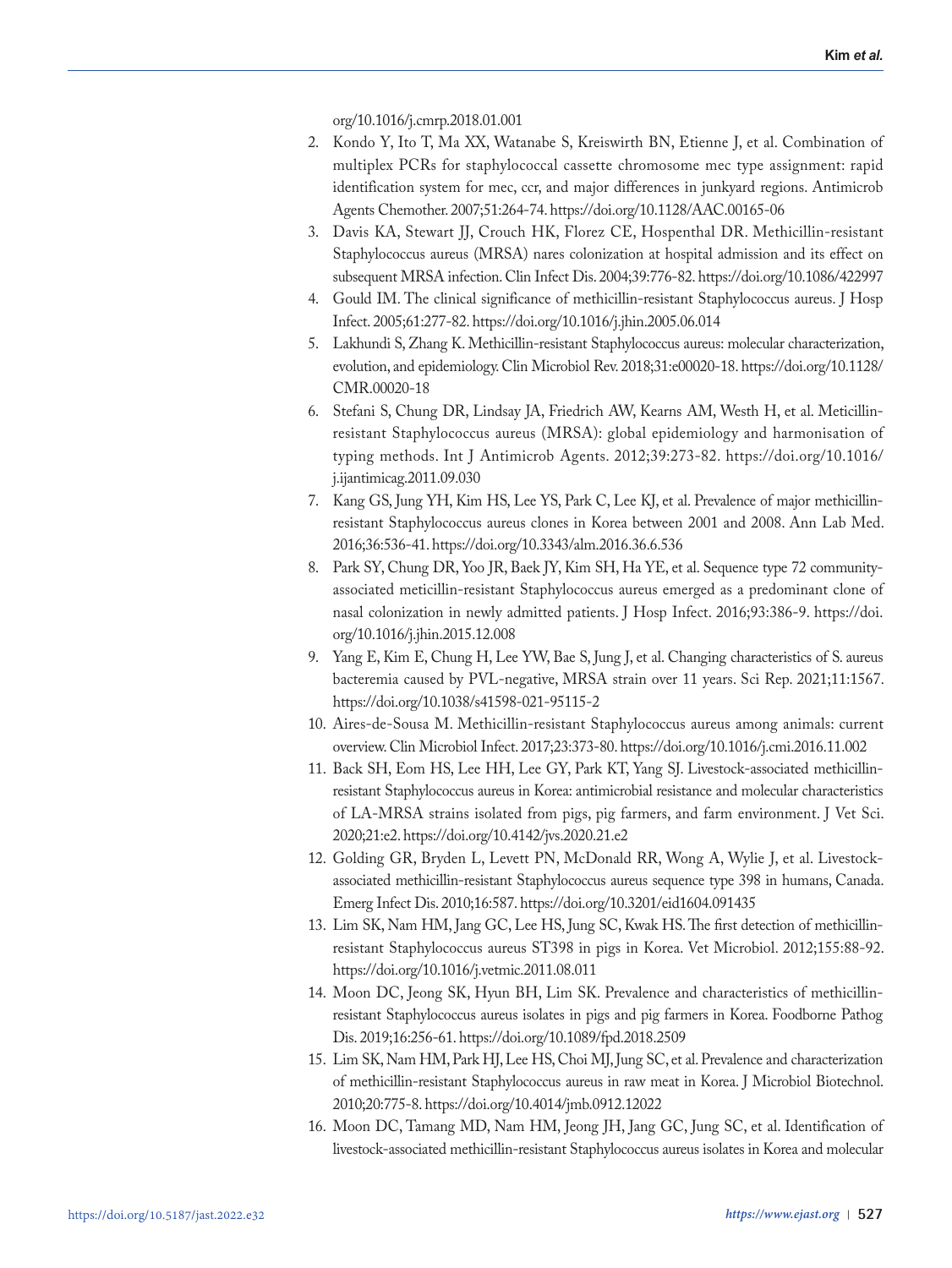org/10.1016/j.cmrp.2018.01.001

2. Kondo Y, Ito T, Ma XX, Watanabe S, Kreiswirth BN, Etienne J, et al. Combination of multiplex PCRs for staphylococcal cassette chromosome mec type assignment: rapid identification system for mec, ccr, and major differences in junkyard regions. Antimicrob Agents Chemother. 2007;51:264-74. https://doi.org/10.1128/AAC.00165-06
3. Davis KA, Stewart JJ, Crouch HK, Florez CE, Hospenthal DR. Methicillin-resistant Staphylococcus aureus (MRSA) nares colonization at hospital admission and its effect on subsequent MRSA infection. Clin Infect Dis. 2004;39:776-82. https://doi.org/10.1086/422997
4. Gould IM. The clinical significance of methicillin-resistant Staphylococcus aureus. J Hosp Infect. 2005;61:277-82. https://doi.org/10.1016/j.jhin.2005.06.014
5. Lakhundi S, Zhang K. Methicillin-resistant Staphylococcus aureus: molecular characterization, evolution, and epidemiology. Clin Microbiol Rev. 2018;31:e00020-18. https://doi.org/10.1128/CMR.00020-18
6. Stefani S, Chung DR, Lindsay JA, Friedrich AW, Kearns AM, Westh H, et al. Meticillin-resistant Staphylococcus aureus (MRSA): global epidemiology and harmonisation of typing methods. Int J Antimicrob Agents. 2012;39:273-82. https://doi.org/10.1016/j.ijantimicag.2011.09.030
7. Kang GS, Jung YH, Kim HS, Lee YS, Park C, Lee KJ, et al. Prevalence of major methicillin-resistant Staphylococcus aureus clones in Korea between 2001 and 2008. Ann Lab Med. 2016;36:536-41. https://doi.org/10.3343/alm.2016.36.6.536
8. Park SY, Chung DR, Yoo JR, Baek JY, Kim SH, Ha YE, et al. Sequence type 72 community-associated meticillin-resistant Staphylococcus aureus emerged as a predominant clone of nasal colonization in newly admitted patients. J Hosp Infect. 2016;93:386-9. https://doi.org/10.1016/j.jhin.2015.12.008
9. Yang E, Kim E, Chung H, Lee YW, Bae S, Jung J, et al. Changing characteristics of S. aureus bacteremia caused by PVL-negative, MRSA strain over 11 years. Sci Rep. 2021;11:1567. https://doi.org/10.1038/s41598-021-95115-2
10. Aires-de-Sousa M. Methicillin-resistant Staphylococcus aureus among animals: current overview. Clin Microbiol Infect. 2017;23:373-80. https://doi.org/10.1016/j.cmi.2016.11.002
11. Back SH, Eom HS, Lee HH, Lee GY, Park KT, Yang SJ. Livestock-associated methicillin-resistant Staphylococcus aureus in Korea: antimicrobial resistance and molecular characteristics of LA-MRSA strains isolated from pigs, pig farmers, and farm environment. J Vet Sci. 2020;21:e2. https://doi.org/10.4142/jvs.2020.21.e2
12. Golding GR, Bryden L, Levett PN, McDonald RR, Wong A, Wylie J, et al. Livestock-associated methicillin-resistant Staphylococcus aureus sequence type 398 in humans, Canada. Emerg Infect Dis. 2010;16:587. https://doi.org/10.3201/eid1604.091435
13. Lim SK, Nam HM, Jang GC, Lee HS, Jung SC, Kwak HS. The first detection of methicillin-resistant Staphylococcus aureus ST398 in pigs in Korea. Vet Microbiol. 2012;155:88-92. https://doi.org/10.1016/j.vetmic.2011.08.011
14. Moon DC, Jeong SK, Hyun BH, Lim SK. Prevalence and characteristics of methicillin-resistant Staphylococcus aureus isolates in pigs and pig farmers in Korea. Foodborne Pathog Dis. 2019;16:256-61. https://doi.org/10.1089/fpd.2018.2509
15. Lim SK, Nam HM, Park HJ, Lee HS, Choi MJ, Jung SC, et al. Prevalence and characterization of methicillin-resistant Staphylococcus aureus in raw meat in Korea. J Microbiol Biotechnol. 2010;20:775-8. https://doi.org/10.4014/jmb.0912.12022
16. Moon DC, Tamang MD, Nam HM, Jeong JH, Jang GC, Jung SC, et al. Identification of livestock-associated methicillin-resistant Staphylococcus aureus isolates in Korea and molecular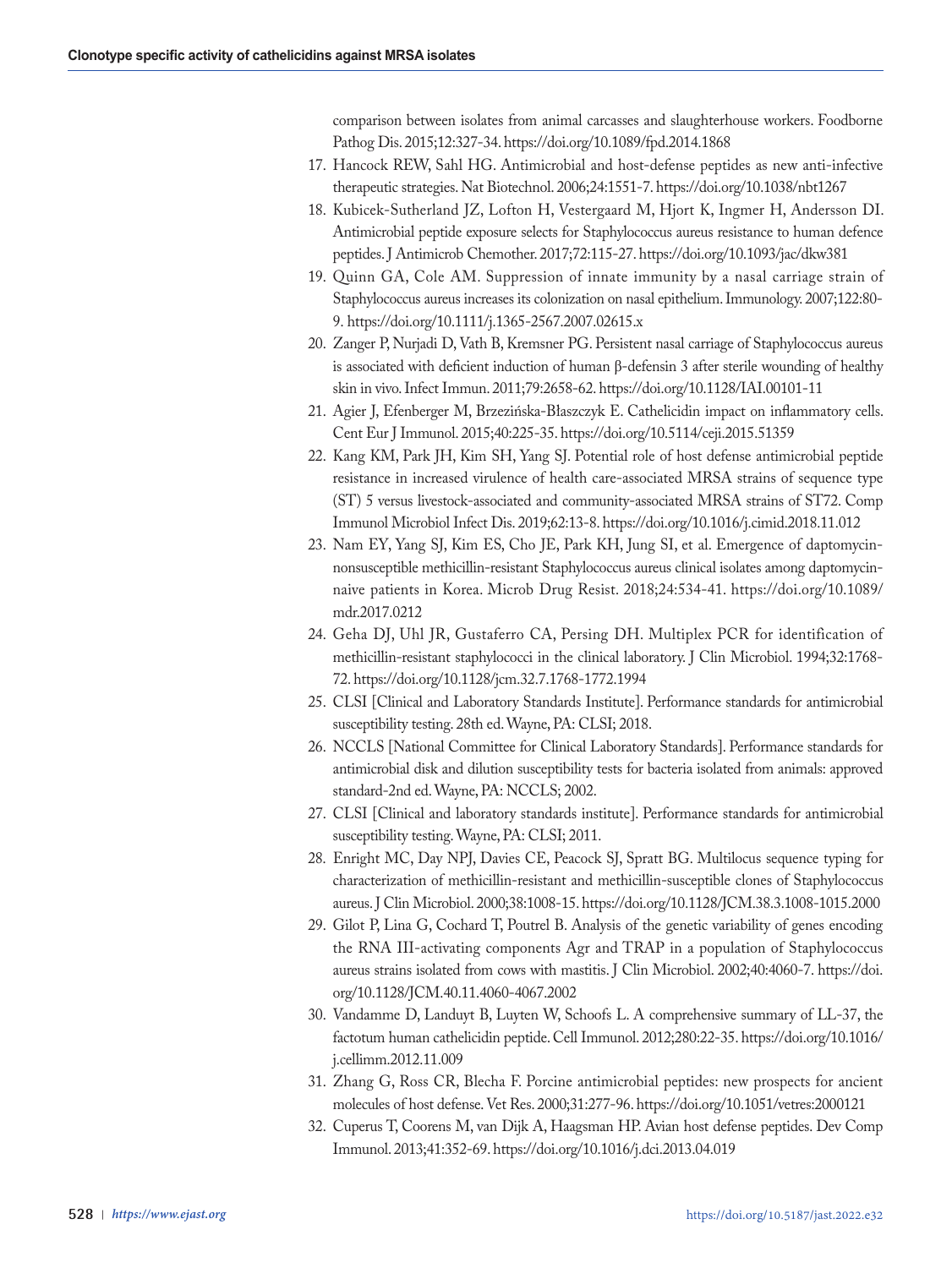comparison between isolates from animal carcasses and slaughterhouse workers. Foodborne Pathog Dis. 2015;12:327-34. https://doi.org/10.1089/fpd.2014.1868

17. Hancock REW, Sahl HG. Antimicrobial and host-defense peptides as new anti-infective therapeutic strategies. Nat Biotechnol. 2006;24:1551-7. https://doi.org/10.1038/nbt1267
18. Kubicek-Sutherland JZ, Lofton H, Vestergaard M, Hjort K, Ingmer H, Andersson DI. Antimicrobial peptide exposure selects for Staphylococcus aureus resistance to human defence peptides. J Antimicrob Chemother. 2017;72:115-27. https://doi.org/10.1093/jac/dkw381
19. Quinn GA, Cole AM. Suppression of innate immunity by a nasal carriage strain of Staphylococcus aureus increases its colonization on nasal epithelium. Immunology. 2007;122:80-9. https://doi.org/10.1111/j.1365-2567.2007.02615.x
20. Zanger P, Nurjadi D, Vath B, Kremsner PG. Persistent nasal carriage of Staphylococcus aureus is associated with deficient induction of human β-defensin 3 after sterile wounding of healthy skin in vivo. Infect Immun. 2011;79:2658-62. https://doi.org/10.1128/IAI.00101-11
21. Agier J, Efenberger M, Brzezińska-Błaszczyk E. Cathelicidin impact on inflammatory cells. Cent Eur J Immunol. 2015;40:225-35. https://doi.org/10.5114/ceji.2015.51359
22. Kang KM, Park JH, Kim SH, Yang SJ. Potential role of host defense antimicrobial peptide resistance in increased virulence of health care-associated MRSA strains of sequence type (ST) 5 versus livestock-associated and community-associated MRSA strains of ST72. Comp Immunol Microbiol Infect Dis. 2019;62:13-8. https://doi.org/10.1016/j.cimid.2018.11.012
23. Nam EY, Yang SJ, Kim ES, Cho JE, Park KH, Jung SI, et al. Emergence of daptomycin-nonsusceptible methicillin-resistant Staphylococcus aureus clinical isolates among daptomycin-naive patients in Korea. Microb Drug Resist. 2018;24:534-41. https://doi.org/10.1089/mdr.2017.0212
24. Geha DJ, Uhl JR, Gustaferro CA, Persing DH. Multiplex PCR for identification of methicillin-resistant staphylococci in the clinical laboratory. J Clin Microbiol. 1994;32:1768-72. https://doi.org/10.1128/jcm.32.7.1768-1772.1994
25. CLSI [Clinical and Laboratory Standards Institute]. Performance standards for antimicrobial susceptibility testing. 28th ed. Wayne, PA: CLSI; 2018.
26. NCCLS [National Committee for Clinical Laboratory Standards]. Performance standards for antimicrobial disk and dilution susceptibility tests for bacteria isolated from animals: approved standard-2nd ed. Wayne, PA: NCCLS; 2002.
27. CLSI [Clinical and laboratory standards institute]. Performance standards for antimicrobial susceptibility testing. Wayne, PA: CLSI; 2011.
28. Enright MC, Day NPJ, Davies CE, Peacock SJ, Spratt BG. Multilocus sequence typing for characterization of methicillin-resistant and methicillin-susceptible clones of Staphylococcus aureus. J Clin Microbiol. 2000;38:1008-15. https://doi.org/10.1128/JCM.38.3.1008-1015.2000
29. Gilot P, Lina G, Cochard T, Poutrel B. Analysis of the genetic variability of genes encoding the RNA III-activating components Agr and TRAP in a population of Staphylococcus aureus strains isolated from cows with mastitis. J Clin Microbiol. 2002;40:4060-7. https://doi.org/10.1128/JCM.40.11.4060-4067.2002
30. Vandamme D, Landuyt B, Luyten W, Schoofs L. A comprehensive summary of LL-37, the factotum human cathelicidin peptide. Cell Immunol. 2012;280:22-35. https://doi.org/10.1016/j.cellimm.2012.11.009
31. Zhang G, Ross CR, Blecha F. Porcine antimicrobial peptides: new prospects for ancient molecules of host defense. Vet Res. 2000;31:277-96. https://doi.org/10.1051/vetres:2000121
32. Cuperus T, Coorens M, van Dijk A, Haagsman HP. Avian host defense peptides. Dev Comp Immunol. 2013;41:352-69. https://doi.org/10.1016/j.dci.2013.04.019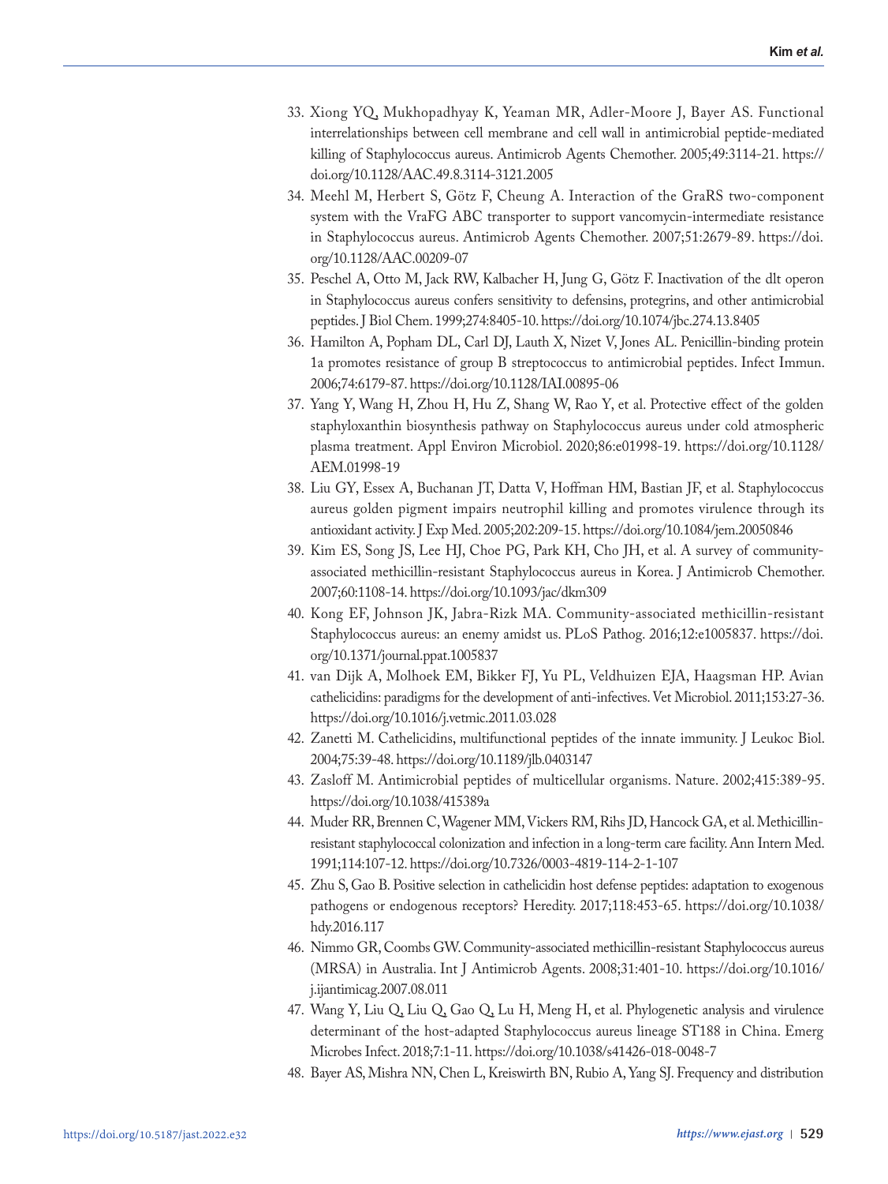33. Xiong YQ, Mukhopadhyay K, Yeaman MR, Adler-Moore J, Bayer AS. Functional interrelationships between cell membrane and cell wall in antimicrobial peptide-mediated killing of Staphylococcus aureus. Antimicrob Agents Chemother. 2005;49:3114-21. https://doi.org/10.1128/AAC.49.8.3114-3121.2005
34. Meehl M, Herbert S, Götz F, Cheung A. Interaction of the GraRS two-component system with the VraFG ABC transporter to support vancomycin-intermediate resistance in Staphylococcus aureus. Antimicrob Agents Chemother. 2007;51:2679-89. https://doi.org/10.1128/AAC.00209-07
35. Peschel A, Otto M, Jack RW, Kalbacher H, Jung G, Götz F. Inactivation of the dlt operon in Staphylococcus aureus confers sensitivity to defensins, protegrins, and other antimicrobial peptides. J Biol Chem. 1999;274:8405-10. https://doi.org/10.1074/jbc.274.13.8405
36. Hamilton A, Popham DL, Carl DJ, Lauth X, Nizet V, Jones AL. Penicillin-binding protein 1a promotes resistance of group B streptococcus to antimicrobial peptides. Infect Immun. 2006;74:6179-87. https://doi.org/10.1128/IAI.00895-06
37. Yang Y, Wang H, Zhou H, Hu Z, Shang W, Rao Y, et al. Protective effect of the golden staphyloxanthin biosynthesis pathway on Staphylococcus aureus under cold atmospheric plasma treatment. Appl Environ Microbiol. 2020;86:e01998-19. https://doi.org/10.1128/AEM.01998-19
38. Liu GY, Essex A, Buchanan JT, Datta V, Hoffman HM, Bastian JF, et al. Staphylococcus aureus golden pigment impairs neutrophil killing and promotes virulence through its antioxidant activity. J Exp Med. 2005;202:209-15. https://doi.org/10.1084/jem.20050846
39. Kim ES, Song JS, Lee HJ, Choe PG, Park KH, Cho JH, et al. A survey of community-associated methicillin-resistant Staphylococcus aureus in Korea. J Antimicrob Chemother. 2007;60:1108-14. https://doi.org/10.1093/jac/dkm309
40. Kong EF, Johnson JK, Jabra-Rizk MA. Community-associated methicillin-resistant Staphylococcus aureus: an enemy amidst us. PLoS Pathog. 2016;12:e1005837. https://doi.org/10.1371/journal.ppat.1005837
41. van Dijk A, Molhoek EM, Bikker FJ, Yu PL, Veldhuizen EJA, Haagsman HP. Avian cathelicidins: paradigms for the development of anti-infectives. Vet Microbiol. 2011;153:27-36. https://doi.org/10.1016/j.vetmic.2011.03.028
42. Zanetti M. Cathelicidins, multifunctional peptides of the innate immunity. J Leukoc Biol. 2004;75:39-48. https://doi.org/10.1189/jlb.0403147
43. Zasloff M. Antimicrobial peptides of multicellular organisms. Nature. 2002;415:389-95. https://doi.org/10.1038/415389a
44. Muder RR, Brennen C, Wagener MM, Vickers RM, Rihs JD, Hancock GA, et al. Methicillin-resistant staphylococcal colonization and infection in a long-term care facility. Ann Intern Med. 1991;114:107-12. https://doi.org/10.7326/0003-4819-114-2-1-107
45. Zhu S, Gao B. Positive selection in cathelicidin host defense peptides: adaptation to exogenous pathogens or endogenous receptors? Heredity. 2017;118:453-65. https://doi.org/10.1038/hdy.2016.117
46. Nimmo GR, Coombs GW. Community-associated methicillin-resistant Staphylococcus aureus (MRSA) in Australia. Int J Antimicrob Agents. 2008;31:401-10. https://doi.org/10.1016/j.ijantimicag.2007.08.011
47. Wang Y, Liu Q, Liu Q, Gao Q, Lu H, Meng H, et al. Phylogenetic analysis and virulence determinant of the host-adapted Staphylococcus aureus lineage ST188 in China. Emerg Microbes Infect. 2018;7:1-11. https://doi.org/10.1038/s41426-018-0048-7
48. Bayer AS, Mishra NN, Chen L, Kreiswirth BN, Rubio A, Yang SJ. Frequency and distribution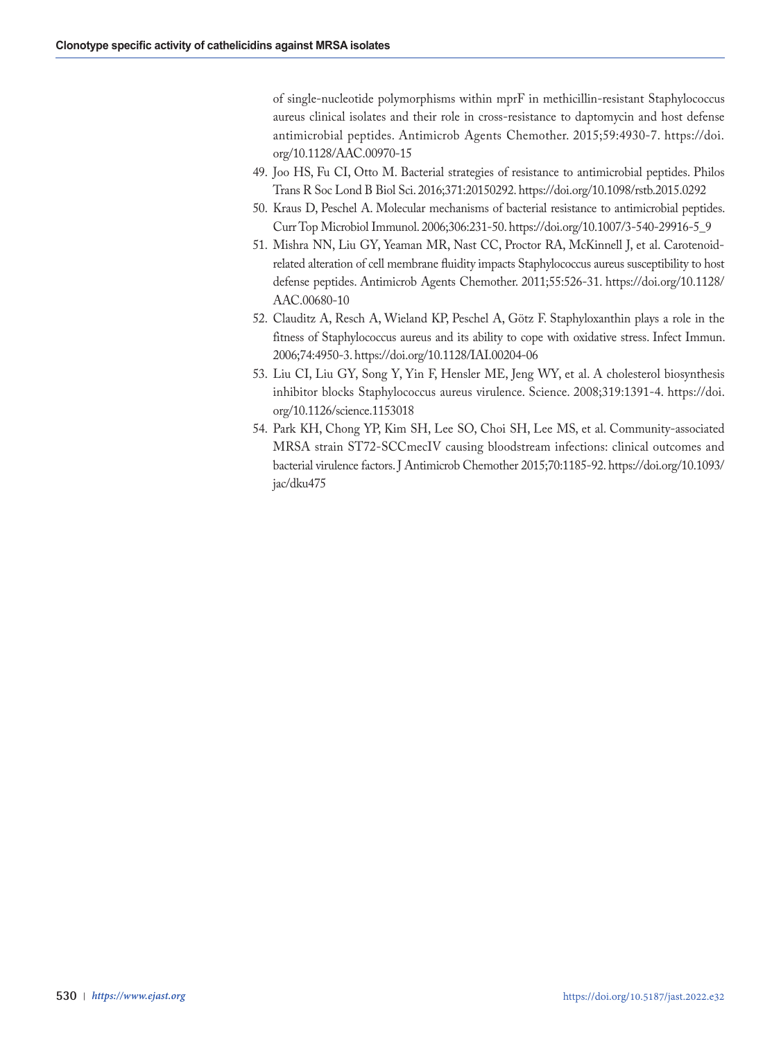of single-nucleotide polymorphisms within mprF in methicillin-resistant Staphylococcus aureus clinical isolates and their role in cross-resistance to daptomycin and host defense antimicrobial peptides. Antimicrob Agents Chemother. 2015;59:4930-7. https://doi.org/10.1128/AAC.00970-15

49. Joo HS, Fu CI, Otto M. Bacterial strategies of resistance to antimicrobial peptides. Philos Trans R Soc Lond B Biol Sci. 2016;371:20150292. https://doi.org/10.1098/rstb.2015.0292
50. Kraus D, Peschel A. Molecular mechanisms of bacterial resistance to antimicrobial peptides. Curr Top Microbiol Immunol. 2006;306:231-50. https://doi.org/10.1007/3-540-29916-5_9
51. Mishra NN, Liu GY, Yeaman MR, Nast CC, Proctor RA, McKinnell J, et al. Carotenoid-related alteration of cell membrane fluidity impacts Staphylococcus aureus susceptibility to host defense peptides. Antimicrob Agents Chemother. 2011;55:526-31. https://doi.org/10.1128/AAC.00680-10
52. Clauditz A, Resch A, Wieland KP, Peschel A, Götz F. Staphyloxanthin plays a role in the fitness of Staphylococcus aureus and its ability to cope with oxidative stress. Infect Immun. 2006;74:4950-3. https://doi.org/10.1128/IAI.00204-06
53. Liu CI, Liu GY, Song Y, Yin F, Hensler ME, Jeng WY, et al. A cholesterol biosynthesis inhibitor blocks Staphylococcus aureus virulence. Science. 2008;319:1391-4. https://doi.org/10.1126/science.1153018
54. Park KH, Chong YP, Kim SH, Lee SO, Choi SH, Lee MS, et al. Community-associated MRSA strain ST72-SCCmecIV causing bloodstream infections: clinical outcomes and bacterial virulence factors. J Antimicrob Chemother 2015;70:1185-92. https://doi.org/10.1093/jac/dku475